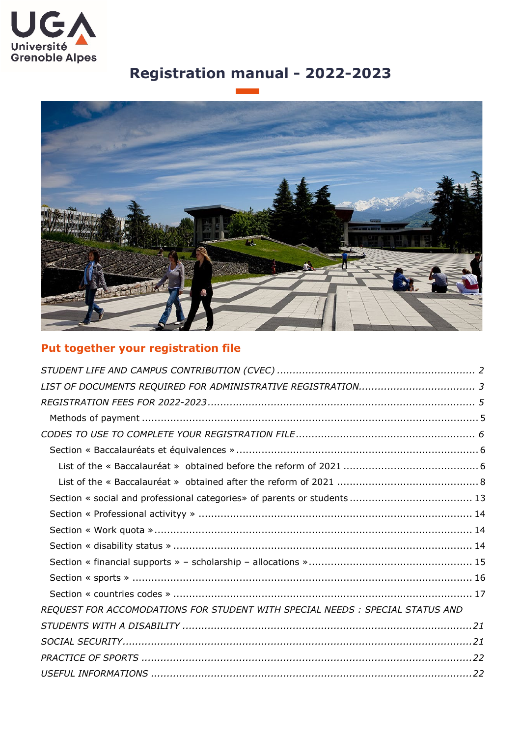Université Grenoble Alpes

# Registration manual - 2022-2023

## Put together your registration file

*STUDENT LIFE AND CAMPUS CONTRIBUTION (CVEC) .............................................................. 2*

*LIST OF DOCUMENTS REQUIRED FOR ADMINISTRATIVE REGISTRATION.................................... 3*

*REGISTRATION FEES FOR 2022-2023.................................................................................... 5*

- Methods of payment ......................................................................................................... 5

*CODES TO USE TO COMPLETE YOUR REGISTRATION FILE....................................................... 6*

- Section « Baccalauréats et équivalences » ........................................................................... 6
  - List of the « Baccalauréat » obtained before the reform of 2021 .......................................... 6
  - List of the « Baccalauréat » obtained after the reform of 2021 ............................................ 8
- Section « social and professional categories» of parents or students ...................................... 13
- Section « Professional activityy » ..................................................................................... 14
- Section « Work quota » .................................................................................................... 14
- Section « disability status » ............................................................................................. 14
- Section « financial supports » – scholarship – allocations ».................................................. 15
- Section « sports » ........................................................................................................... 16
- Section « countries codes » .............................................................................................. 17

*REQUEST FOR ACCOMODATIONS FOR STUDENT WITH SPECIAL NEEDS : SPECIAL STATUS AND STUDENTS WITH A DISABILITY .........................................................................................21*

*SOCIAL SECURITY..............................................................................................................21*

*PRACTICE OF SPORTS .......................................................................................................22*

*USEFUL INFORMATIONS .....................................................................................................22*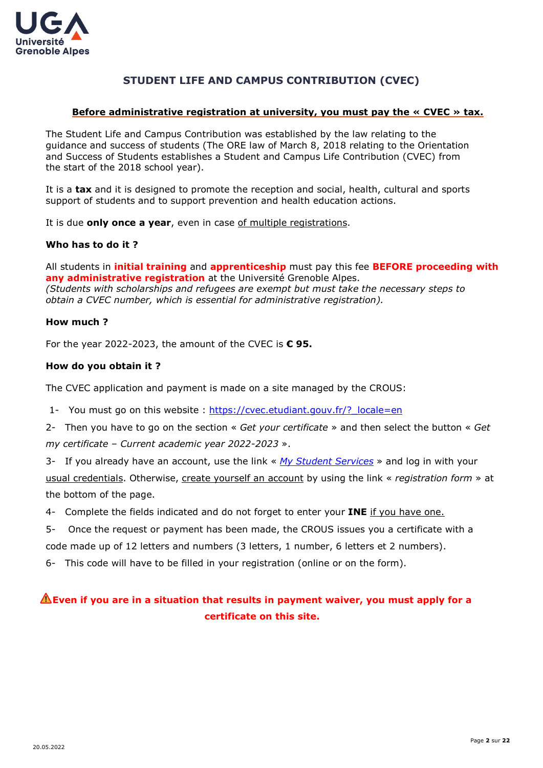# STUDENT LIFE AND CAMPUS CONTRIBUTION (CVEC)

**Before administrative registration at university, you must pay the « CVEC » tax.**

The Student Life and Campus Contribution was established by the law relating to the guidance and success of students (The ORE law of March 8, 2018 relating to the Orientation and Success of Students establishes a Student and Campus Life Contribution (CVEC) from the start of the 2018 school year).

It is a **tax** and it is designed to promote the reception and social, health, cultural and sports support of students and to support prevention and health education actions.

It is due **only once a year**, even in case of multiple registrations.

### Who has to do it ?

All students in **initial training** and **apprenticeship** must pay this fee **BEFORE proceeding with any administrative registration** at the Université Grenoble Alpes.
*(Students with scholarships and refugees are exempt but must take the necessary steps to obtain a CVEC number, which is essential for administrative registration).*

### How much ?

For the year 2022-2023, the amount of the CVEC is **€ 95.**

### How do you obtain it ?

The CVEC application and payment is made on a site managed by the CROUS:

1- You must go on this website : https://cvec.etudiant.gouv.fr/?_locale=en

2- Then you have to go on the section « *Get your certificate* » and then select the button « *Get my certificate – Current academic year 2022-2023* ».

3- If you already have an account, use the link « *My Student Services* » and log in with your usual credentials. Otherwise, create yourself an account by using the link « *registration form* » at the bottom of the page.

4- Complete the fields indicated and do not forget to enter your **INE** if you have one.

5- Once the request or payment has been made, the CROUS issues you a certificate with a code made up of 12 letters and numbers (3 letters, 1 number, 6 letters et 2 numbers).

6- This code will have to be filled in your registration (online or on the form).

**⚠Even if you are in a situation that results in payment waiver, you must apply for a certificate on this site.**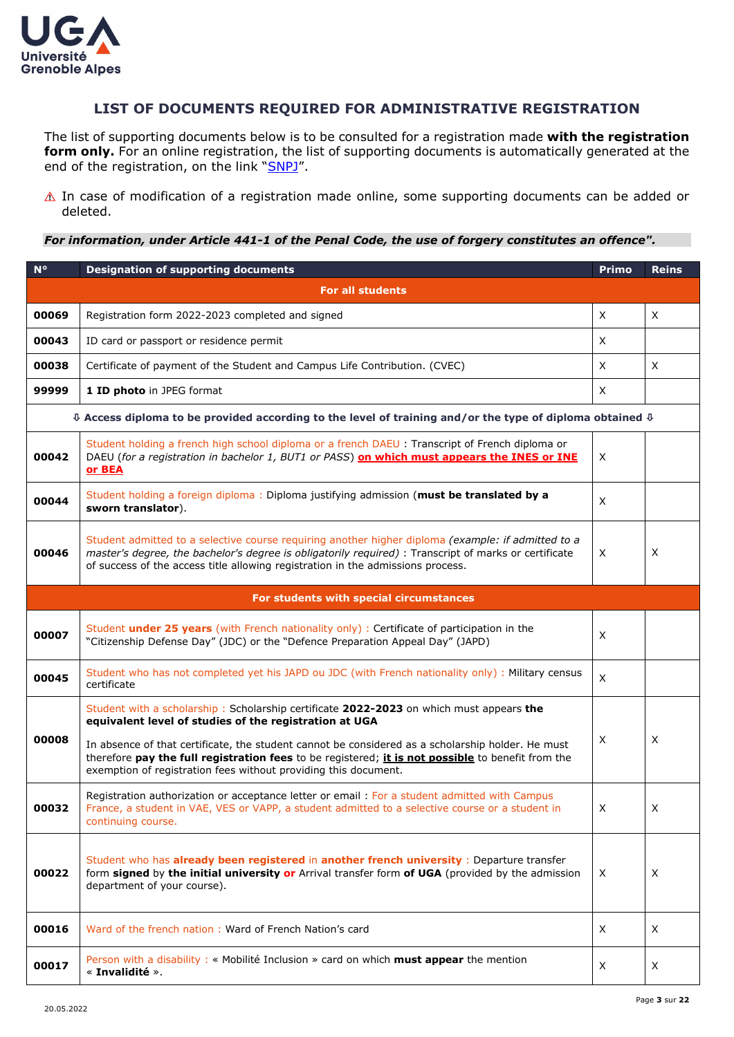# LIST OF DOCUMENTS REQUIRED FOR ADMINISTRATIVE REGISTRATION

The list of supporting documents below is to be consulted for a registration made **with the registration form only.** For an online registration, the list of supporting documents is automatically generated at the end of the registration, on the link "SNPJ".

⚠ In case of modification of a registration made online, some supporting documents can be added or deleted.

***For information, under Article 441-1 of the Penal Code, the use of forgery constitutes an offence".***

| N° | Designation of supporting documents | Primo | Reins |
|---|---|---|---|
| | **For all students** | | |
| **00069** | Registration form 2022-2023 completed and signed | X | X |
| **00043** | ID card or passport or residence permit | X | |
| **00038** | Certificate of payment of the Student and Campus Life Contribution. (CVEC) | X | X |
| **99999** | **1 ID photo** in JPEG format | X | |
| | **⇩ Access diploma to be provided according to the level of training and/or the type of diploma obtained ⇩** | | |
| **00042** | Student holding a french high school diploma or a french DAEU : Transcript of French diploma or DAEU (*for a registration in bachelor 1, BUT1 or PASS*) **on which must appears the INES or INE or BEA** | X | |
| **00044** | Student holding a foreign diploma : Diploma justifying admission (**must be translated by a sworn translator**). | X | |
| **00046** | Student admitted to a selective course requiring another higher diploma *(example: if admitted to a master's degree, the bachelor's degree is obligatorily required)* : Transcript of marks or certificate of success of the access title allowing registration in the admissions process. | X | X |
| | **For students with special circumstances** | | |
| **00007** | Student **under 25 years** (with French nationality only) : Certificate of participation in the "Citizenship Defense Day" (JDC) or the "Defence Preparation Appeal Day" (JAPD) | X | |
| **00045** | Student who has not completed yet his JAPD ou JDC (with French nationality only) : Military census certificate | X | |
| **00008** | Student with a scholarship : Scholarship certificate **2022-2023** on which must appears **the equivalent level of studies of the registration at UGA**<br><br>In absence of that certificate, the student cannot be considered as a scholarship holder. He must therefore **pay the full registration fees** to be registered; **it is not possible** to benefit from the exemption of registration fees without providing this document. | X | X |
| **00032** | Registration authorization or acceptance letter or email : For a student admitted with Campus France, a student in VAE, VES or VAPP, a student admitted to a selective course or a student in continuing course. | X | X |
| **00022** | Student who has **already been registered** in **another french university** : Departure transfer form **signed** by **the initial university or** Arrival transfer form **of UGA** (provided by the admission department of your course). | X | X |
| **00016** | Ward of the french nation : Ward of French Nation's card | X | X |
| **00017** | Person with a disability : « Mobilité Inclusion » card on which **must appear** the mention « **Invalidité** ». | X | X |

20.05.2022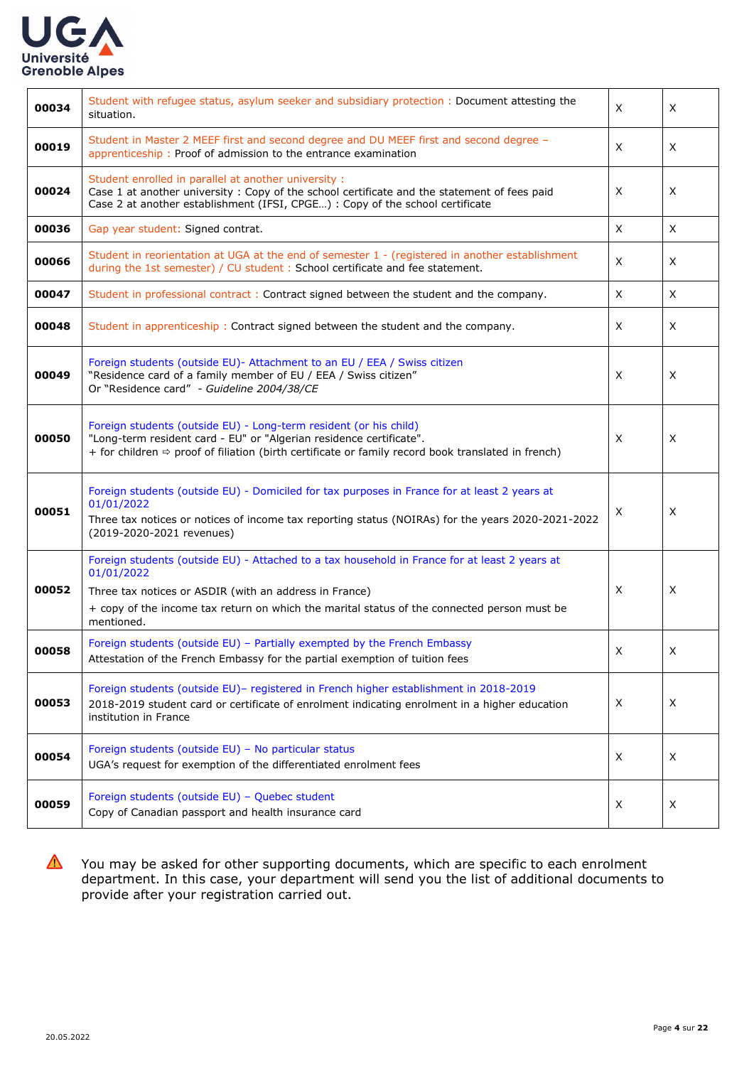| | | | |
|---|---|---|---|
| **00034** | Student with refugee status, asylum seeker and subsidiary protection : Document attesting the situation. | X | X |
| **00019** | Student in Master 2 MEEF first and second degree and DU MEEF first and second degree – apprenticeship : Proof of admission to the entrance examination | X | X |
| **00024** | Student enrolled in parallel at another university :<br>Case 1 at another university : Copy of the school certificate and the statement of fees paid<br>Case 2 at another establishment (IFSI, CPGE…) : Copy of the school certificate | X | X |
| **00036** | Gap year student: Signed contrat. | X | X |
| **00066** | Student in reorientation at UGA at the end of semester 1 - (registered in another establishment during the 1st semester) / CU student : School certificate and fee statement. | X | X |
| **00047** | Student in professional contract : Contract signed between the student and the company. | X | X |
| **00048** | Student in apprenticeship : Contract signed between the student and the company. | X | X |
| **00049** | Foreign students (outside EU)- Attachment to an EU / EEA / Swiss citizen<br>"Residence card of a family member of EU / EEA / Swiss citizen"<br>Or "Residence card" - *Guideline 2004/38/CE* | X | X |
| **00050** | Foreign students (outside EU) - Long-term resident (or his child)<br>"Long-term resident card - EU" or "Algerian residence certificate".<br>+ for children ⇨ proof of filiation (birth certificate or family record book translated in french) | X | X |
| **00051** | Foreign students (outside EU) - Domiciled for tax purposes in France for at least 2 years at 01/01/2022<br>Three tax notices or notices of income tax reporting status (NOIRAs) for the years 2020-2021-2022 (2019-2020-2021 revenues) | X | X |
| **00052** | Foreign students (outside EU) - Attached to a tax household in France for at least 2 years at 01/01/2022<br>Three tax notices or ASDIR (with an address in France)<br>+ copy of the income tax return on which the marital status of the connected person must be mentioned. | X | X |
| **00058** | Foreign students (outside EU) – Partially exempted by the French Embassy<br>Attestation of the French Embassy for the partial exemption of tuition fees | X | X |
| **00053** | Foreign students (outside EU)– registered in French higher establishment in 2018-2019<br>2018-2019 student card or certificate of enrolment indicating enrolment in a higher education institution in France | X | X |
| **00054** | Foreign students (outside EU) – No particular status<br>UGA's request for exemption of the differentiated enrolment fees | X | X |
| **00059** | Foreign students (outside EU) – Quebec student<br>Copy of Canadian passport and health insurance card | X | X |

⚠ You may be asked for other supporting documents, which are specific to each enrolment department. In this case, your department will send you the list of additional documents to provide after your registration carried out.

20.05.2022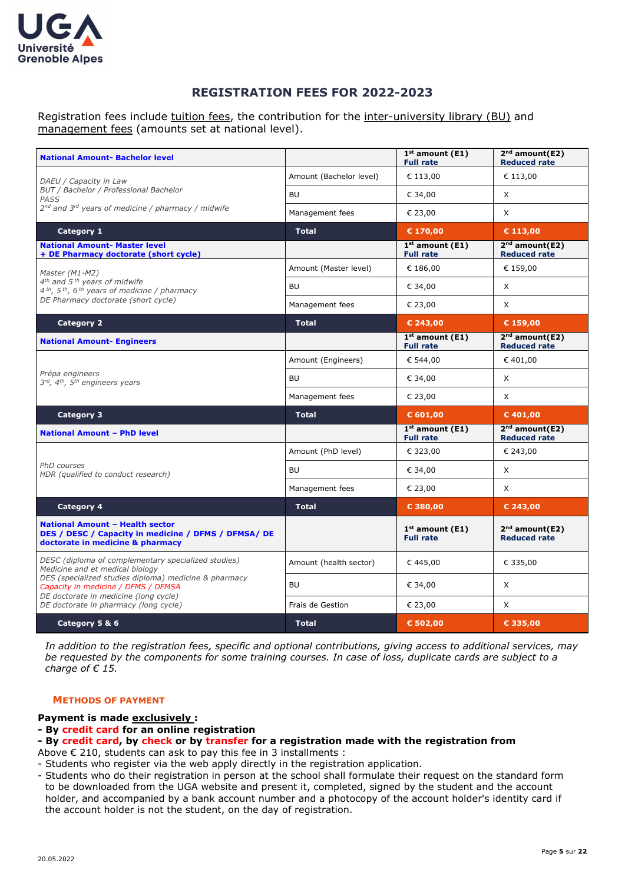# REGISTRATION FEES FOR 2022-2023

Registration fees include tuition fees, the contribution for the inter-university library (BU) and management fees (amounts set at national level).

| **National Amount- Bachelor level** | | **1st amount (E1) Full rate** | **2nd amount(E2) Reduced rate** |
|---|---|---|---|
| *DAEU / Capacity in Law*<br>*BUT / Bachelor / Professional Bachelor*<br>*PASS*<br>*2nd and 3rd years of medicine / pharmacy / midwife* | Amount (Bachelor level) | € 113,00 | € 113,00 |
| | BU | € 34,00 | X |
| | Management fees | € 23,00 | X |
| **Category 1** | **Total** | **€ 170,00** | **€ 113,00** |
| **National Amount- Master level + DE Pharmacy doctorate (short cycle)** | | **1st amount (E1) Full rate** | **2nd amount(E2) Reduced rate** |
| *Master (M1-M2)*<br>*4th and 5th years of midwife*<br>*4th, 5th, 6th years of medicine / pharmacy*<br>*DE Pharmacy doctorate (short cycle)* | Amount (Master level) | € 186,00 | € 159,00 |
| | BU | € 34,00 | X |
| | Management fees | € 23,00 | X |
| **Category 2** | **Total** | **€ 243,00** | **€ 159,00** |
| **National Amount- Engineers** | | **1st amount (E1) Full rate** | **2nd amount(E2) Reduced rate** |
| *Prépa engineers*<br>*3rd, 4th, 5th engineers years* | Amount (Engineers) | € 544,00 | € 401,00 |
| | BU | € 34,00 | X |
| | Management fees | € 23,00 | X |
| **Category 3** | **Total** | **€ 601,00** | **€ 401,00** |
| **National Amount – PhD level** | | **1st amount (E1) Full rate** | **2nd amount(E2) Reduced rate** |
| *PhD courses*<br>*HDR (qualified to conduct research)* | Amount (PhD level) | € 323,00 | € 243,00 |
| | BU | € 34,00 | X |
| | Management fees | € 23,00 | X |
| **Category 4** | **Total** | **€ 380,00** | **€ 243,00** |
| **National Amount – Health sector DES / DESC / Capacity in medicine / DFMS / DFMSA/ DE doctorate in medicine & pharmacy** | | **1st amount (E1) Full rate** | **2nd amount(E2) Reduced rate** |
| *DESC (diploma of complementary specialized studies)*<br>*Medicine and et medical biology*<br>*DES (specialized studies diploma) medicine & pharmacy*<br>*Capacity in medicine / DFMS / DFMSA*<br>*DE doctorate in medicine (long cycle)*<br>*DE doctorate in pharmacy (long cycle)* | Amount (health sector) | € 445,00 | € 335,00 |
| | BU | € 34,00 | X |
| | Frais de Gestion | € 23,00 | X |
| **Category 5 & 6** | **Total** | **€ 502,00** | **€ 335,00** |

*In addition to the registration fees, specific and optional contributions, giving access to additional services, may be requested by the components for some training courses. In case of loss, duplicate cards are subject to a charge of € 15.*

## METHODS OF PAYMENT

**Payment is made exclusively :**

**- By credit card for an online registration**

**- By credit card, by check or by transfer for a registration made with the registration from**

Above € 210, students can ask to pay this fee in 3 installments :

- Students who register via the web apply directly in the registration application.
- Students who do their registration in person at the school shall formulate their request on the standard form to be downloaded from the UGA website and present it, completed, signed by the student and the account holder, and accompanied by a bank account number and a photocopy of the account holder's identity card if the account holder is not the student, on the day of registration.

20.05.2022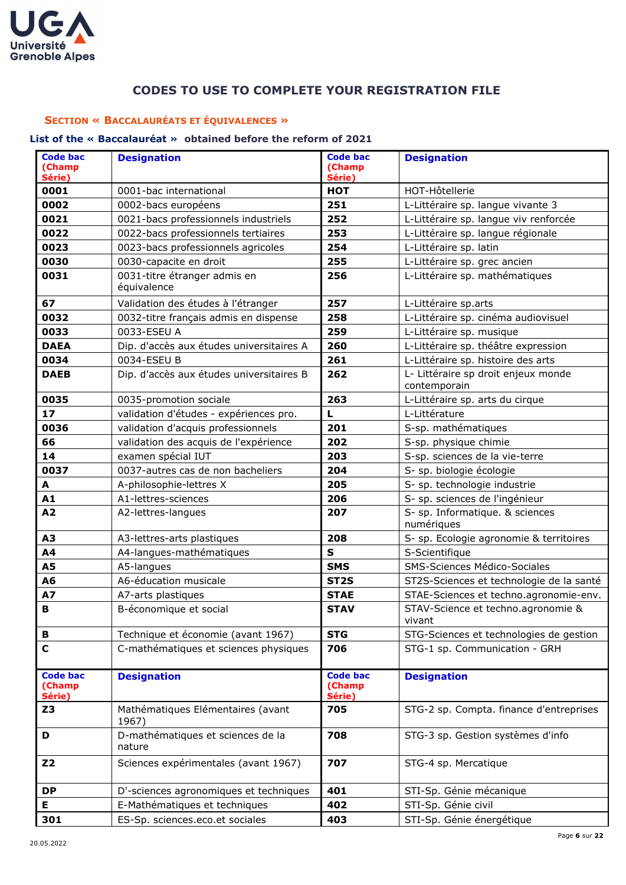# CODES TO USE TO COMPLETE YOUR REGISTRATION FILE

## SECTION « BACCALAURÉATS ET ÉQUIVALENCES »

### List of the « Baccalauréat » obtained before the reform of 2021

| Code bac (Champ Série) | Designation | Code bac (Champ Série) | Designation |
|---|---|---|---|
| **0001** | 0001-bac international | **HOT** | HOT-Hôtellerie |
| **0002** | 0002-bacs européens | **251** | L-Littéraire sp. langue vivante 3 |
| **0021** | 0021-bacs professionnels industriels | **252** | L-Littéraire sp. langue viv renforcée |
| **0022** | 0022-bacs professionnels tertiaires | **253** | L-Littéraire sp. langue régionale |
| **0023** | 0023-bacs professionnels agricoles | **254** | L-Littéraire sp. latin |
| **0030** | 0030-capacite en droit | **255** | L-Littéraire sp. grec ancien |
| **0031** | 0031-titre étranger admis en équivalence | **256** | L-Littéraire sp. mathématiques |
| **67** | Validation des études à l'étranger | **257** | L-Littéraire sp.arts |
| **0032** | 0032-titre français admis en dispense | **258** | L-Littéraire sp. cinéma audiovisuel |
| **0033** | 0033-ESEU A | **259** | L-Littéraire sp. musique |
| **DAEA** | Dip. d'accès aux études universitaires A | **260** | L-Littéraire sp. théâtre expression |
| **0034** | 0034-ESEU B | **261** | L-Littéraire sp. histoire des arts |
| **DAEB** | Dip. d'accès aux études universitaires B | **262** | L- Littéraire sp droit enjeux monde contemporain |
| **0035** | 0035-promotion sociale | **263** | L-Littéraire sp. arts du cirque |
| **17** | validation d'études - expériences pro. | **L** | L-Littérature |
| **0036** | validation d'acquis professionnels | **201** | S-sp. mathématiques |
| **66** | validation des acquis de l'expérience | **202** | S-sp. physique chimie |
| **14** | examen spécial IUT | **203** | S-sp. sciences de la vie-terre |
| **0037** | 0037-autres cas de non bacheliers | **204** | S- sp. biologie écologie |
| **A** | A-philosophie-lettres X | **205** | S- sp. technologie industrie |
| **A1** | A1-lettres-sciences | **206** | S- sp. sciences de l'ingénieur |
| **A2** | A2-lettres-langues | **207** | S- sp. Informatique. & sciences numériques |
| **A3** | A3-lettres-arts plastiques | **208** | S- sp. Ecologie agronomie & territoires |
| **A4** | A4-langues-mathématiques | **S** | S-Scientifique |
| **A5** | A5-langues | **SMS** | SMS-Sciences Médico-Sociales |
| **A6** | A6-éducation musicale | **ST2S** | ST2S-Sciences et technologie de la santé |
| **A7** | A7-arts plastiques | **STAE** | STAE-Sciences et techno.agronomie-env. |
| **B** | B-économique et social | **STAV** | STAV-Science et techno.agronomie & vivant |
| **B** | Technique et économie (avant 1967) | **STG** | STG-Sciences et technologies de gestion |
| **C** | C-mathématiques et sciences physiques | **706** | STG-1 sp. Communication - GRH |
| **Z3** | Mathématiques Elémentaires (avant 1967) | **705** | STG-2 sp. Compta. finance d'entreprises |
| **D** | D-mathématiques et sciences de la nature | **708** | STG-3 sp. Gestion systèmes d'info |
| **Z2** | Sciences expérimentales (avant 1967) | **707** | STG-4 sp. Mercatique |
| **DP** | D'-sciences agronomiques et techniques | **401** | STI-Sp. Génie mécanique |
| **E** | E-Mathématiques et techniques | **402** | STI-Sp. Génie civil |
| **301** | ES-Sp. sciences.eco.et sociales | **403** | STI-Sp. Génie énergétique |

20.05.2022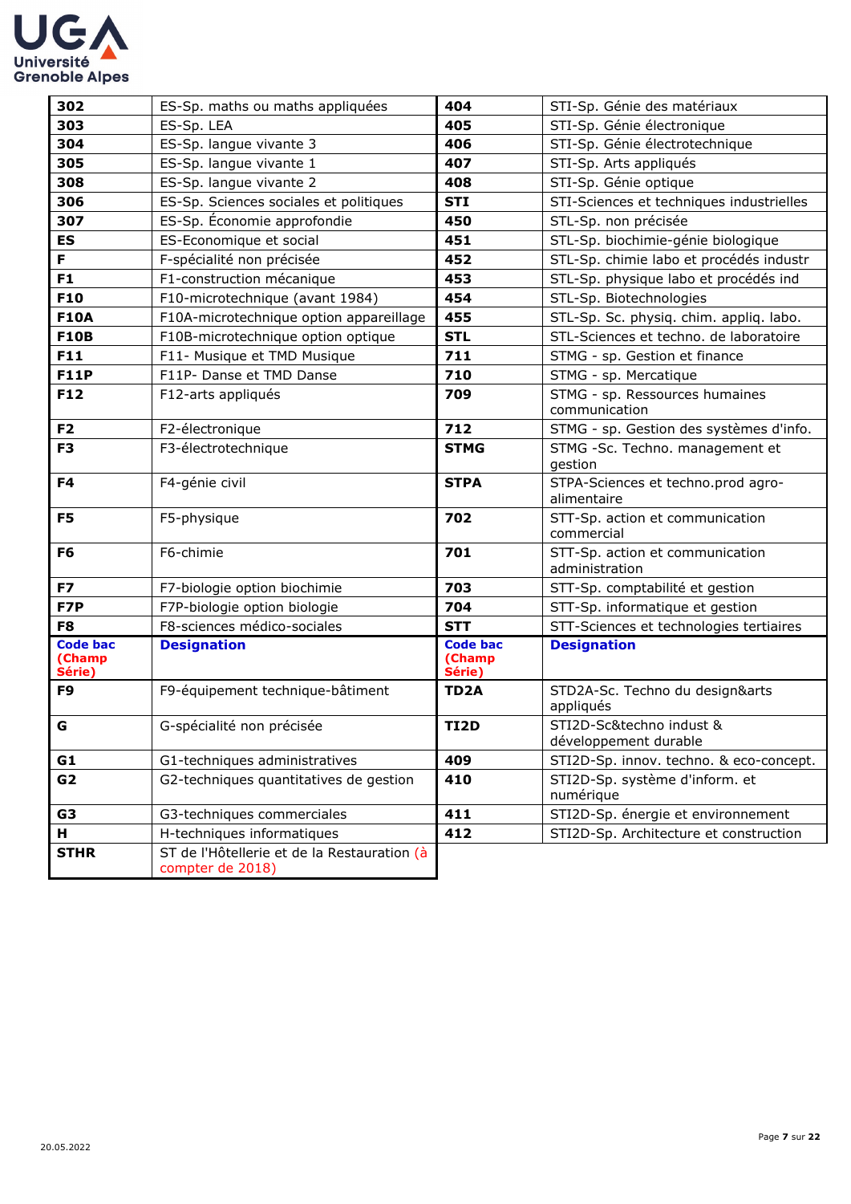| Code bac (Champ Série) | Designation | Code bac (Champ Série) | Designation |
|---|---|---|---|
| **302** | ES-Sp. maths ou maths appliquées | **404** | STI-Sp. Génie des matériaux |
| **303** | ES-Sp. LEA | **405** | STI-Sp. Génie électronique |
| **304** | ES-Sp. langue vivante 3 | **406** | STI-Sp. Génie électrotechnique |
| **305** | ES-Sp. langue vivante 1 | **407** | STI-Sp. Arts appliqués |
| **308** | ES-Sp. langue vivante 2 | **408** | STI-Sp. Génie optique |
| **306** | ES-Sp. Sciences sociales et politiques | **STI** | STI-Sciences et techniques industrielles |
| **307** | ES-Sp. Économie approfondie | **450** | STL-Sp. non précisée |
| **ES** | ES-Economique et social | **451** | STL-Sp. biochimie-génie biologique |
| **F** | F-spécialité non précisée | **452** | STL-Sp. chimie labo et procédés industr |
| **F1** | F1-construction mécanique | **453** | STL-Sp. physique labo et procédés ind |
| **F10** | F10-microtechnique (avant 1984) | **454** | STL-Sp. Biotechnologies |
| **F10A** | F10A-microtechnique option appareillage | **455** | STL-Sp. Sc. physiq. chim. appliq. labo. |
| **F10B** | F10B-microtechnique option optique | **STL** | STL-Sciences et techno. de laboratoire |
| **F11** | F11- Musique et TMD Musique | **711** | STMG - sp. Gestion et finance |
| **F11P** | F11P- Danse et TMD Danse | **710** | STMG - sp. Mercatique |
| **F12** | F12-arts appliqués | **709** | STMG - sp. Ressources humaines communication |
| **F2** | F2-électronique | **712** | STMG - sp. Gestion des systèmes d'info. |
| **F3** | F3-électrotechnique | **STMG** | STMG -Sc. Techno. management et gestion |
| **F4** | F4-génie civil | **STPA** | STPA-Sciences et techno.prod agro-alimentaire |
| **F5** | F5-physique | **702** | STT-Sp. action et communication commercial |
| **F6** | F6-chimie | **701** | STT-Sp. action et communication administration |
| **F7** | F7-biologie option biochimie | **703** | STT-Sp. comptabilité et gestion |
| **F7P** | F7P-biologie option biologie | **704** | STT-Sp. informatique et gestion |
| **F8** | F8-sciences médico-sociales | **STT** | STT-Sciences et technologies tertiaires |
| **Code bac (Champ Série)** | **Designation** | **Code bac (Champ Série)** | **Designation** |
| **F9** | F9-équipement technique-bâtiment | **TD2A** | STD2A-Sc. Techno du design&arts appliqués |
| **G** | G-spécialité non précisée | **TI2D** | STI2D-Sc&techno indust & développement durable |
| **G1** | G1-techniques administratives | **409** | STI2D-Sp. innov. techno. & eco-concept. |
| **G2** | G2-techniques quantitatives de gestion | **410** | STI2D-Sp. système d'inform. et numérique |
| **G3** | G3-techniques commerciales | **411** | STI2D-Sp. énergie et environnement |
| **H** | H-techniques informatiques | **412** | STI2D-Sp. Architecture et construction |
| **STHR** | ST de l'Hôtellerie et de la Restauration (à compter de 2018) | | |

20.05.2022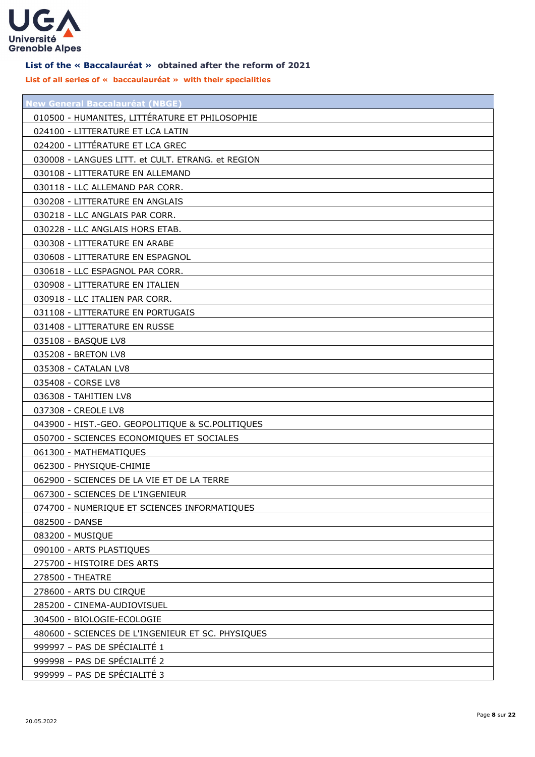**List of the « Baccalauréat » obtained after the reform of 2021**

**List of all series of « baccalauréat » with their specialities**

| New General Baccalauréat (NBGE) |
|---|
| 010500 - HUMANITES, LITTÉRATURE ET PHILOSOPHIE |
| 024100 - LITTERATURE ET LCA LATIN |
| 024200 - LITTÉRATURE ET LCA GREC |
| 030008 - LANGUES LITT. et CULT. ETRANG. et REGION |
| 030108 - LITTERATURE EN ALLEMAND |
| 030118 - LLC ALLEMAND PAR CORR. |
| 030208 - LITTERATURE EN ANGLAIS |
| 030218 - LLC ANGLAIS PAR CORR. |
| 030228 - LLC ANGLAIS HORS ETAB. |
| 030308 - LITTERATURE EN ARABE |
| 030608 - LITTERATURE EN ESPAGNOL |
| 030618 - LLC ESPAGNOL PAR CORR. |
| 030908 - LITTERATURE EN ITALIEN |
| 030918 - LLC ITALIEN PAR CORR. |
| 031108 - LITTERATURE EN PORTUGAIS |
| 031408 - LITTERATURE EN RUSSE |
| 035108 - BASQUE LV8 |
| 035208 - BRETON LV8 |
| 035308 - CATALAN LV8 |
| 035408 - CORSE LV8 |
| 036308 - TAHITIEN LV8 |
| 037308 - CREOLE LV8 |
| 043900 - HIST.-GEO. GEOPOLITIQUE & SC.POLITIQUES |
| 050700 - SCIENCES ECONOMIQUES ET SOCIALES |
| 061300 - MATHEMATIQUES |
| 062300 - PHYSIQUE-CHIMIE |
| 062900 - SCIENCES DE LA VIE ET DE LA TERRE |
| 067300 - SCIENCES DE L'INGENIEUR |
| 074700 - NUMERIQUE ET SCIENCES INFORMATIQUES |
| 082500 - DANSE |
| 083200 - MUSIQUE |
| 090100 - ARTS PLASTIQUES |
| 275700 - HISTOIRE DES ARTS |
| 278500 - THEATRE |
| 278600 - ARTS DU CIRQUE |
| 285200 - CINEMA-AUDIOVISUEL |
| 304500 - BIOLOGIE-ECOLOGIE |
| 480600 - SCIENCES DE L'INGENIEUR ET SC. PHYSIQUES |
| 999997 – PAS DE SPÉCIALITÉ 1 |
| 999998 – PAS DE SPÉCIALITÉ 2 |
| 999999 – PAS DE SPÉCIALITÉ 3 |

20.05.2022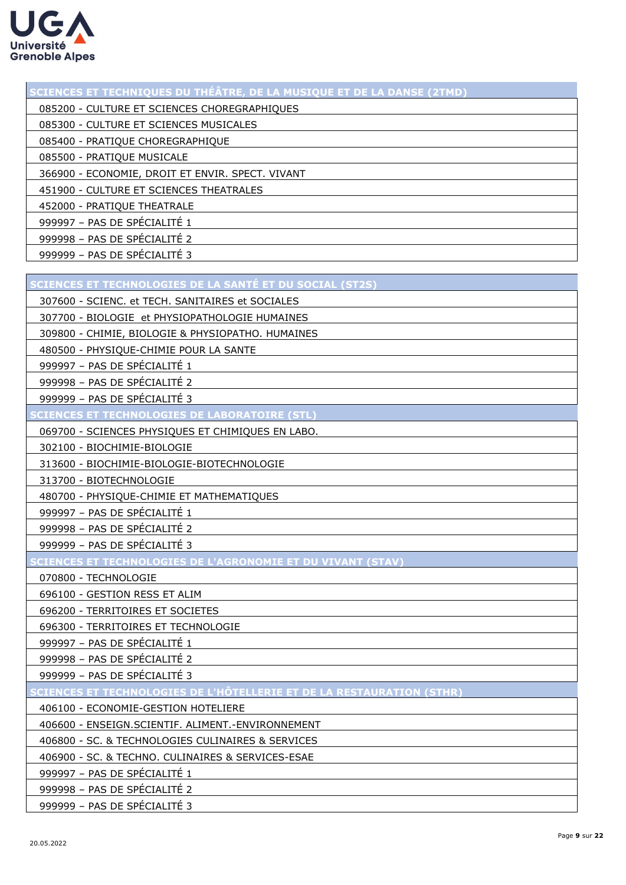| SCIENCES ET TECHNIQUES DU THÉÂTRE, DE LA MUSIQUE ET DE LA DANSE (2TMD) |
|---|
| 085200 - CULTURE ET SCIENCES CHOREGRAPHIQUES |
| 085300 - CULTURE ET SCIENCES MUSICALES |
| 085400 - PRATIQUE CHOREGRAPHIQUE |
| 085500 - PRATIQUE MUSICALE |
| 366900 - ECONOMIE, DROIT ET ENVIR. SPECT. VIVANT |
| 451900 - CULTURE ET SCIENCES THEATRALES |
| 452000 - PRATIQUE THEATRALE |
| 999997 – PAS DE SPÉCIALITÉ 1 |
| 999998 – PAS DE SPÉCIALITÉ 2 |
| 999999 – PAS DE SPÉCIALITÉ 3 |

| SCIENCES ET TECHNOLOGIES DE LA SANTÉ ET DU SOCIAL (ST2S) |
|---|
| 307600 - SCIENC. et TECH. SANITAIRES et SOCIALES |
| 307700 - BIOLOGIE et PHYSIOPATHOLOGIE HUMAINES |
| 309800 - CHIMIE, BIOLOGIE & PHYSIOPATHO. HUMAINES |
| 480500 - PHYSIQUE-CHIMIE POUR LA SANTE |
| 999997 – PAS DE SPÉCIALITÉ 1 |
| 999998 – PAS DE SPÉCIALITÉ 2 |
| 999999 – PAS DE SPÉCIALITÉ 3 |
| **SCIENCES ET TECHNOLOGIES DE LABORATOIRE (STL)** |
| 069700 - SCIENCES PHYSIQUES ET CHIMIQUES EN LABO. |
| 302100 - BIOCHIMIE-BIOLOGIE |
| 313600 - BIOCHIMIE-BIOLOGIE-BIOTECHNOLOGIE |
| 313700 - BIOTECHNOLOGIE |
| 480700 - PHYSIQUE-CHIMIE ET MATHEMATIQUES |
| 999997 – PAS DE SPÉCIALITÉ 1 |
| 999998 – PAS DE SPÉCIALITÉ 2 |
| 999999 – PAS DE SPÉCIALITÉ 3 |
| **SCIENCES ET TECHNOLOGIES DE L'AGRONOMIE ET DU VIVANT (STAV)** |
| 070800 - TECHNOLOGIE |
| 696100 - GESTION RESS ET ALIM |
| 696200 - TERRITOIRES ET SOCIETES |
| 696300 - TERRITOIRES ET TECHNOLOGIE |
| 999997 – PAS DE SPÉCIALITÉ 1 |
| 999998 – PAS DE SPÉCIALITÉ 2 |
| 999999 – PAS DE SPÉCIALITÉ 3 |
| **SCIENCES ET TECHNOLOGIES DE L'HÔTELLERIE ET DE LA RESTAURATION (STHR)** |
| 406100 - ECONOMIE-GESTION HOTELIERE |
| 406600 - ENSEIGN.SCIENTIF. ALIMENT.-ENVIRONNEMENT |
| 406800 - SC. & TECHNOLOGIES CULINAIRES & SERVICES |
| 406900 - SC. & TECHNO. CULINAIRES & SERVICES-ESAE |
| 999997 – PAS DE SPÉCIALITÉ 1 |
| 999998 – PAS DE SPÉCIALITÉ 2 |
| 999999 – PAS DE SPÉCIALITÉ 3 |

20.05.2022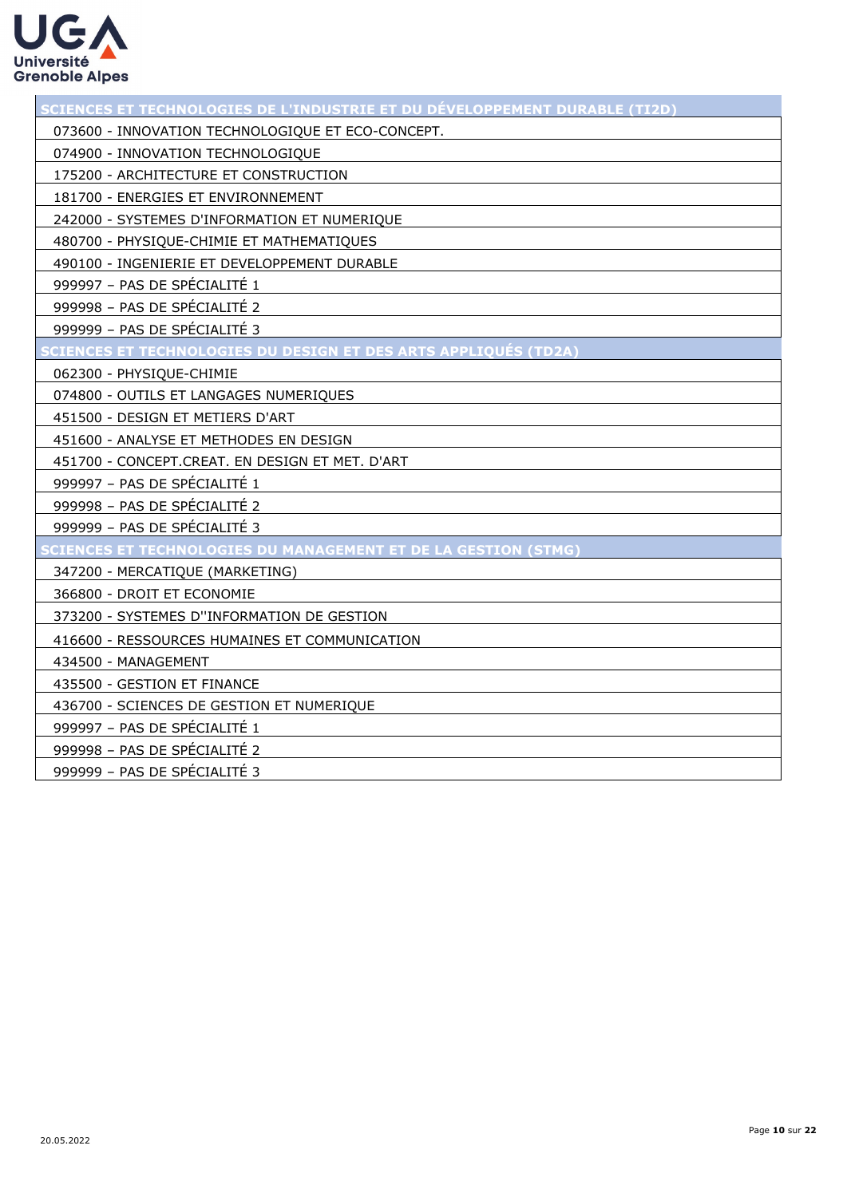| SCIENCES ET TECHNOLOGIES DE L'INDUSTRIE ET DU DÉVELOPPEMENT DURABLE (TI2D) |
|---|
| 073600 - INNOVATION TECHNOLOGIQUE ET ECO-CONCEPT. |
| 074900 - INNOVATION TECHNOLOGIQUE |
| 175200 - ARCHITECTURE ET CONSTRUCTION |
| 181700 - ENERGIES ET ENVIRONNEMENT |
| 242000 - SYSTEMES D'INFORMATION ET NUMERIQUE |
| 480700 - PHYSIQUE-CHIMIE ET MATHEMATIQUES |
| 490100 - INGENIERIE ET DEVELOPPEMENT DURABLE |
| 999997 – PAS DE SPÉCIALITÉ 1 |
| 999998 – PAS DE SPÉCIALITÉ 2 |
| 999999 – PAS DE SPÉCIALITÉ 3 |
| **SCIENCES ET TECHNOLOGIES DU DESIGN ET DES ARTS APPLIQUÉS (TD2A)** |
| 062300 - PHYSIQUE-CHIMIE |
| 074800 - OUTILS ET LANGAGES NUMERIQUES |
| 451500 - DESIGN ET METIERS D'ART |
| 451600 - ANALYSE ET METHODES EN DESIGN |
| 451700 - CONCEPT.CREAT. EN DESIGN ET MET. D'ART |
| 999997 – PAS DE SPÉCIALITÉ 1 |
| 999998 – PAS DE SPÉCIALITÉ 2 |
| 999999 – PAS DE SPÉCIALITÉ 3 |
| **SCIENCES ET TECHNOLOGIES DU MANAGEMENT ET DE LA GESTION (STMG)** |
| 347200 - MERCATIQUE (MARKETING) |
| 366800 - DROIT ET ECONOMIE |
| 373200 - SYSTEMES D''INFORMATION DE GESTION |
| 416600 - RESSOURCES HUMAINES ET COMMUNICATION |
| 434500 - MANAGEMENT |
| 435500 - GESTION ET FINANCE |
| 436700 - SCIENCES DE GESTION ET NUMERIQUE |
| 999997 – PAS DE SPÉCIALITÉ 1 |
| 999998 – PAS DE SPÉCIALITÉ 2 |
| 999999 – PAS DE SPÉCIALITÉ 3 |

20.05.2022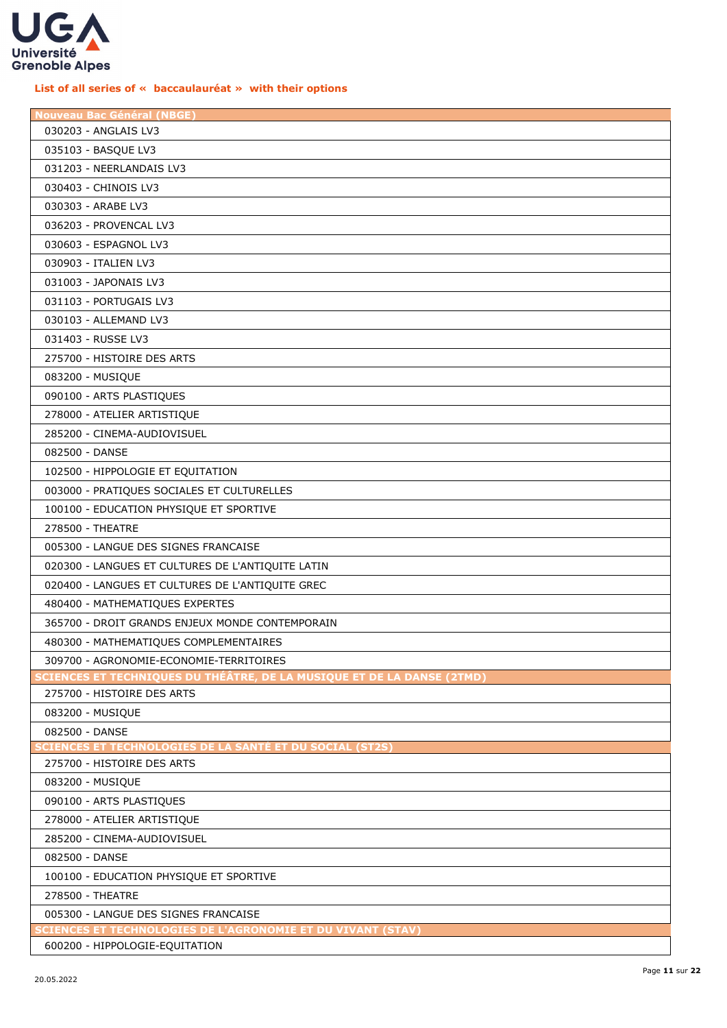**List of all series of « baccalauréat » with their options**

| Nouveau Bac Général (NBGE) |
|---|
| 030203 - ANGLAIS LV3 |
| 035103 - BASQUE LV3 |
| 031203 - NEERLANDAIS LV3 |
| 030403 - CHINOIS LV3 |
| 030303 - ARABE LV3 |
| 036203 - PROVENCAL LV3 |
| 030603 - ESPAGNOL LV3 |
| 030903 - ITALIEN LV3 |
| 031003 - JAPONAIS LV3 |
| 031103 - PORTUGAIS LV3 |
| 030103 - ALLEMAND LV3 |
| 031403 - RUSSE LV3 |
| 275700 - HISTOIRE DES ARTS |
| 083200 - MUSIQUE |
| 090100 - ARTS PLASTIQUES |
| 278000 - ATELIER ARTISTIQUE |
| 285200 - CINEMA-AUDIOVISUEL |
| 082500 - DANSE |
| 102500 - HIPPOLOGIE ET EQUITATION |
| 003000 - PRATIQUES SOCIALES ET CULTURELLES |
| 100100 - EDUCATION PHYSIQUE ET SPORTIVE |
| 278500 - THEATRE |
| 005300 - LANGUE DES SIGNES FRANCAISE |
| 020300 - LANGUES ET CULTURES DE L'ANTIQUITE LATIN |
| 020400 - LANGUES ET CULTURES DE L'ANTIQUITE GREC |
| 480400 - MATHEMATIQUES EXPERTES |
| 365700 - DROIT GRANDS ENJEUX MONDE CONTEMPORAIN |
| 480300 - MATHEMATIQUES COMPLEMENTAIRES |
| 309700 - AGRONOMIE-ECONOMIE-TERRITOIRES |
| **SCIENCES ET TECHNIQUES DU THÉÂTRE, DE LA MUSIQUE ET DE LA DANSE (2TMD)** |
| 275700 - HISTOIRE DES ARTS |
| 083200 - MUSIQUE |
| 082500 - DANSE |
| **SCIENCES ET TECHNOLOGIES DE LA SANTÉ ET DU SOCIAL (ST2S)** |
| 275700 - HISTOIRE DES ARTS |
| 083200 - MUSIQUE |
| 090100 - ARTS PLASTIQUES |
| 278000 - ATELIER ARTISTIQUE |
| 285200 - CINEMA-AUDIOVISUEL |
| 082500 - DANSE |
| 100100 - EDUCATION PHYSIQUE ET SPORTIVE |
| 278500 - THEATRE |
| 005300 - LANGUE DES SIGNES FRANCAISE |
| **SCIENCES ET TECHNOLOGIES DE L'AGRONOMIE ET DU VIVANT (STAV)** |
| 600200 - HIPPOLOGIE-EQUITATION |

20.05.2022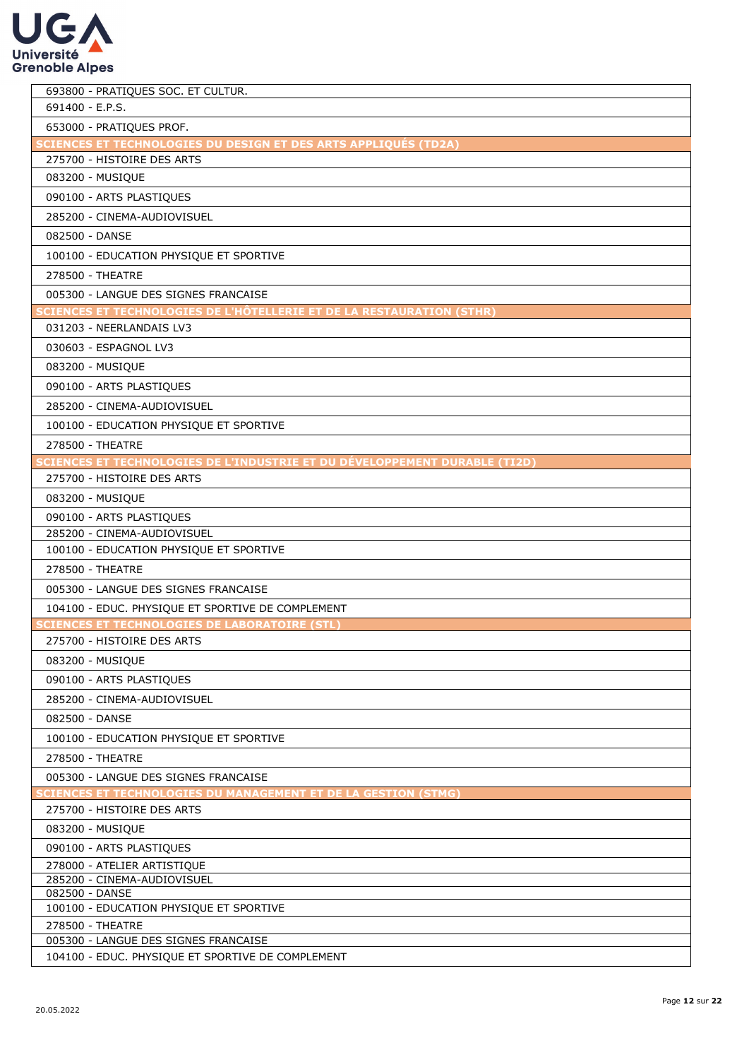| |
|---|
| 693800 - PRATIQUES SOC. ET CULTUR. |
| 691400 - E.P.S. |
| 653000 - PRATIQUES PROF. |
| **SCIENCES ET TECHNOLOGIES DU DESIGN ET DES ARTS APPLIQUÉS (TD2A)** |
| 275700 - HISTOIRE DES ARTS |
| 083200 - MUSIQUE |
| 090100 - ARTS PLASTIQUES |
| 285200 - CINEMA-AUDIOVISUEL |
| 082500 - DANSE |
| 100100 - EDUCATION PHYSIQUE ET SPORTIVE |
| 278500 - THEATRE |
| 005300 - LANGUE DES SIGNES FRANCAISE |
| **SCIENCES ET TECHNOLOGIES DE L'HÔTELLERIE ET DE LA RESTAURATION (STHR)** |
| 031203 - NEERLANDAIS LV3 |
| 030603 - ESPAGNOL LV3 |
| 083200 - MUSIQUE |
| 090100 - ARTS PLASTIQUES |
| 285200 - CINEMA-AUDIOVISUEL |
| 100100 - EDUCATION PHYSIQUE ET SPORTIVE |
| 278500 - THEATRE |
| **SCIENCES ET TECHNOLOGIES DE L'INDUSTRIE ET DU DÉVELOPPEMENT DURABLE (TI2D)** |
| 275700 - HISTOIRE DES ARTS |
| 083200 - MUSIQUE |
| 090100 - ARTS PLASTIQUES |
| 285200 - CINEMA-AUDIOVISUEL |
| 100100 - EDUCATION PHYSIQUE ET SPORTIVE |
| 278500 - THEATRE |
| 005300 - LANGUE DES SIGNES FRANCAISE |
| 104100 - EDUC. PHYSIQUE ET SPORTIVE DE COMPLEMENT |
| **SCIENCES ET TECHNOLOGIES DE LABORATOIRE (STL)** |
| 275700 - HISTOIRE DES ARTS |
| 083200 - MUSIQUE |
| 090100 - ARTS PLASTIQUES |
| 285200 - CINEMA-AUDIOVISUEL |
| 082500 - DANSE |
| 100100 - EDUCATION PHYSIQUE ET SPORTIVE |
| 278500 - THEATRE |
| 005300 - LANGUE DES SIGNES FRANCAISE |
| **SCIENCES ET TECHNOLOGIES DU MANAGEMENT ET DE LA GESTION (STMG)** |
| 275700 - HISTOIRE DES ARTS |
| 083200 - MUSIQUE |
| 090100 - ARTS PLASTIQUES |
| 278000 - ATELIER ARTISTIQUE |
| 285200 - CINEMA-AUDIOVISUEL |
| 082500 - DANSE |
| 100100 - EDUCATION PHYSIQUE ET SPORTIVE |
| 278500 - THEATRE |
| 005300 - LANGUE DES SIGNES FRANCAISE |
| 104100 - EDUC. PHYSIQUE ET SPORTIVE DE COMPLEMENT |

20.05.2022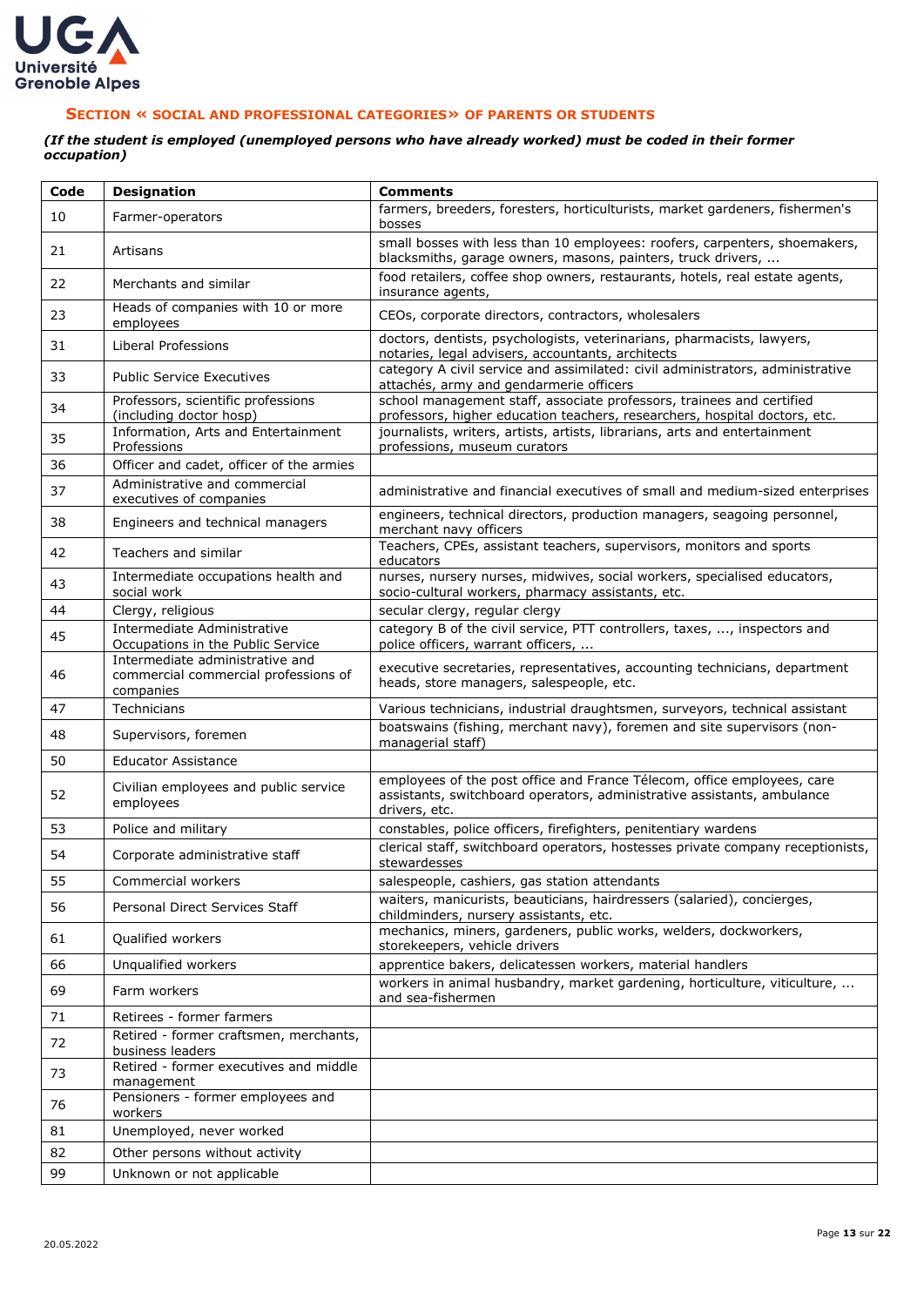## SECTION « SOCIAL AND PROFESSIONAL CATEGORIES» OF PARENTS OR STUDENTS

***(If the student is employed (unemployed persons who have already worked) must be coded in their former occupation)***

| Code | Designation | Comments |
|---|---|---|
| 10 | Farmer-operators | farmers, breeders, foresters, horticulturists, market gardeners, fishermen's bosses |
| 21 | Artisans | small bosses with less than 10 employees: roofers, carpenters, shoemakers, blacksmiths, garage owners, masons, painters, truck drivers, ... |
| 22 | Merchants and similar | food retailers, coffee shop owners, restaurants, hotels, real estate agents, insurance agents, |
| 23 | Heads of companies with 10 or more employees | CEOs, corporate directors, contractors, wholesalers |
| 31 | Liberal Professions | doctors, dentists, psychologists, veterinarians, pharmacists, lawyers, notaries, legal advisers, accountants, architects |
| 33 | Public Service Executives | category A civil service and assimilated: civil administrators, administrative attachés, army and gendarmerie officers |
| 34 | Professors, scientific professions (including doctor hosp) | school management staff, associate professors, trainees and certified professors, higher education teachers, researchers, hospital doctors, etc. |
| 35 | Information, Arts and Entertainment Professions | journalists, writers, artists, artists, librarians, arts and entertainment professions, museum curators |
| 36 | Officer and cadet, officer of the armies | |
| 37 | Administrative and commercial executives of companies | administrative and financial executives of small and medium-sized enterprises |
| 38 | Engineers and technical managers | engineers, technical directors, production managers, seagoing personnel, merchant navy officers |
| 42 | Teachers and similar | Teachers, CPEs, assistant teachers, supervisors, monitors and sports educators |
| 43 | Intermediate occupations health and social work | nurses, nursery nurses, midwives, social workers, specialised educators, socio-cultural workers, pharmacy assistants, etc. |
| 44 | Clergy, religious | secular clergy, regular clergy |
| 45 | Intermediate Administrative Occupations in the Public Service | category B of the civil service, PTT controllers, taxes, ..., inspectors and police officers, warrant officers, ... |
| 46 | Intermediate administrative and commercial commercial professions of companies | executive secretaries, representatives, accounting technicians, department heads, store managers, salespeople, etc. |
| 47 | Technicians | Various technicians, industrial draughtsmen, surveyors, technical assistant |
| 48 | Supervisors, foremen | boatswains (fishing, merchant navy), foremen and site supervisors (non-managerial staff) |
| 50 | Educator Assistance | |
| 52 | Civilian employees and public service employees | employees of the post office and France Télecom, office employees, care assistants, switchboard operators, administrative assistants, ambulance drivers, etc. |
| 53 | Police and military | constables, police officers, firefighters, penitentiary wardens |
| 54 | Corporate administrative staff | clerical staff, switchboard operators, hostesses private company receptionists, stewardesses |
| 55 | Commercial workers | salespeople, cashiers, gas station attendants |
| 56 | Personal Direct Services Staff | waiters, manicurists, beauticians, hairdressers (salaried), concierges, childminders, nursery assistants, etc. |
| 61 | Qualified workers | mechanics, miners, gardeners, public works, welders, dockworkers, storekeepers, vehicle drivers |
| 66 | Unqualified workers | apprentice bakers, delicatessen workers, material handlers |
| 69 | Farm workers | workers in animal husbandry, market gardening, horticulture, viticulture, ... and sea-fishermen |
| 71 | Retirees - former farmers | |
| 72 | Retired - former craftsmen, merchants, business leaders | |
| 73 | Retired - former executives and middle management | |
| 76 | Pensioners - former employees and workers | |
| 81 | Unemployed, never worked | |
| 82 | Other persons without activity | |
| 99 | Unknown or not applicable | |

20.05.2022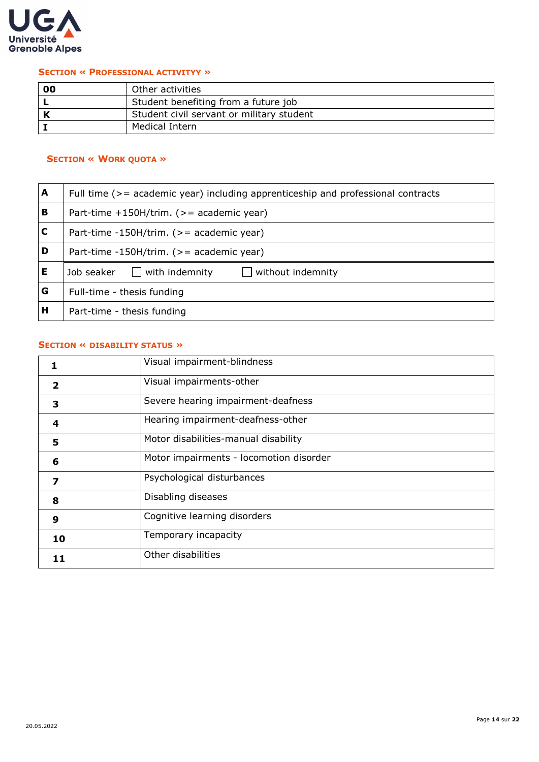## Section « Professional activityy »

| 00 | Other activities |
|---|---|
| L | Student benefiting from a future job |
| K | Student civil servant or military student |
| I | Medical Intern |

## Section « Work quota »

| A | Full time (>= academic year) including apprenticeship and professional contracts |
|---|---|
| B | Part-time +150H/trim. (>= academic year) |
| C | Part-time -150H/trim. (>= academic year) |
| D | Part-time -150H/trim. (>= academic year) |
| E | Job seaker ☐ with indemnity ☐ without indemnity |
| G | Full-time - thesis funding |
| H | Part-time - thesis funding |

## Section « disability status »

| 1 | Visual impairment-blindness |
|---|---|
| 2 | Visual impairments-other |
| 3 | Severe hearing impairment-deafness |
| 4 | Hearing impairment-deafness-other |
| 5 | Motor disabilities-manual disability |
| 6 | Motor impairments - locomotion disorder |
| 7 | Psychological disturbances |
| 8 | Disabling diseases |
| 9 | Cognitive learning disorders |
| 10 | Temporary incapacity |
| 11 | Other disabilities |

20.05.2022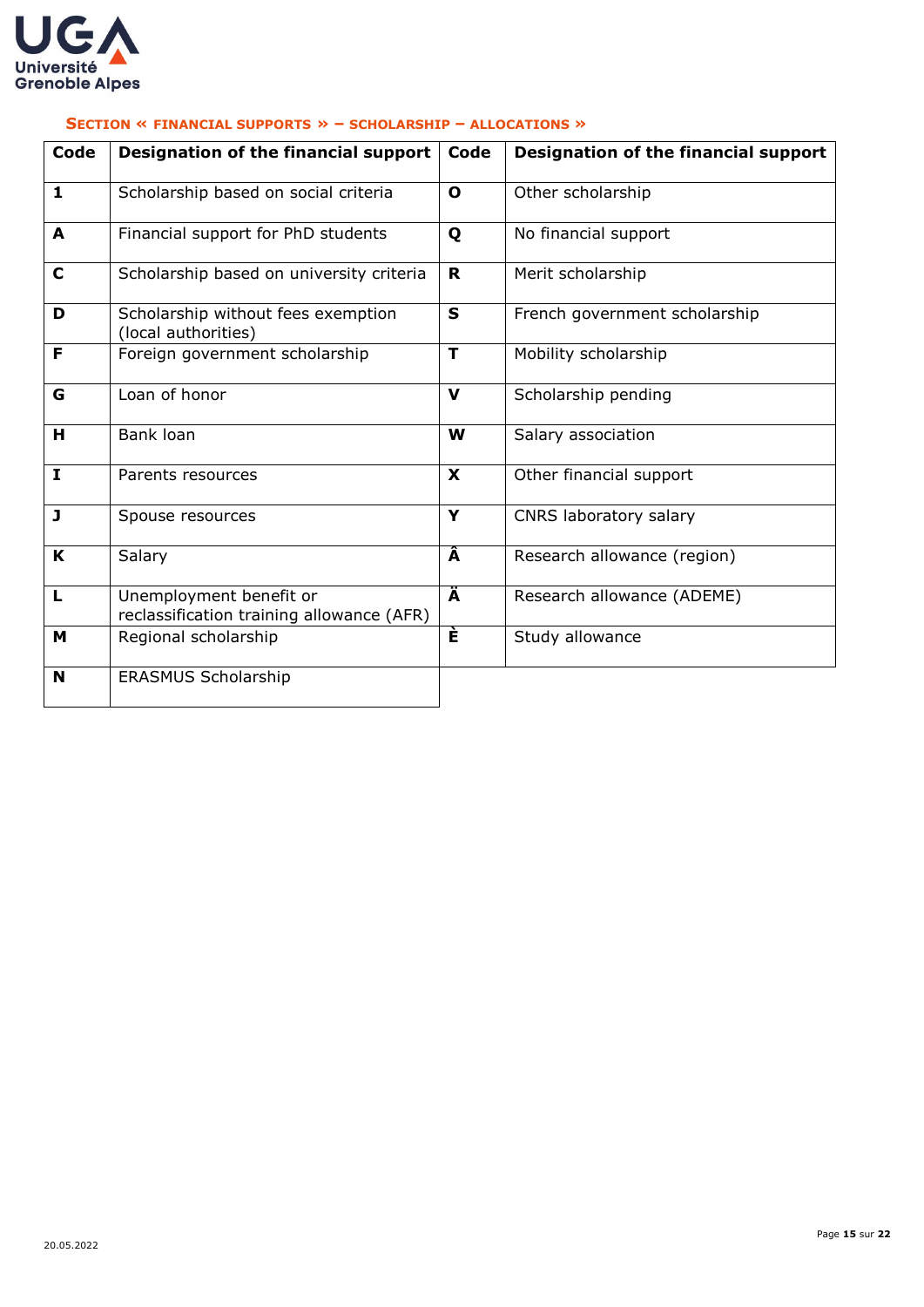## Section « Financial supports » – Scholarship – allocations »

| Code | Designation of the financial support | Code | Designation of the financial support |
|---|---|---|---|
| **1** | Scholarship based on social criteria | **O** | Other scholarship |
| **A** | Financial support for PhD students | **Q** | No financial support |
| **C** | Scholarship based on university criteria | **R** | Merit scholarship |
| **D** | Scholarship without fees exemption (local authorities) | **S** | French government scholarship |
| **F** | Foreign government scholarship | **T** | Mobility scholarship |
| **G** | Loan of honor | **V** | Scholarship pending |
| **H** | Bank loan | **W** | Salary association |
| **I** | Parents resources | **X** | Other financial support |
| **J** | Spouse resources | **Y** | CNRS laboratory salary |
| **K** | Salary | **Â** | Research allowance (region) |
| **L** | Unemployment benefit or reclassification training allowance (AFR) | **Ä** | Research allowance (ADEME) |
| **M** | Regional scholarship | **È** | Study allowance |
| **N** | ERASMUS Scholarship | | |

20.05.2022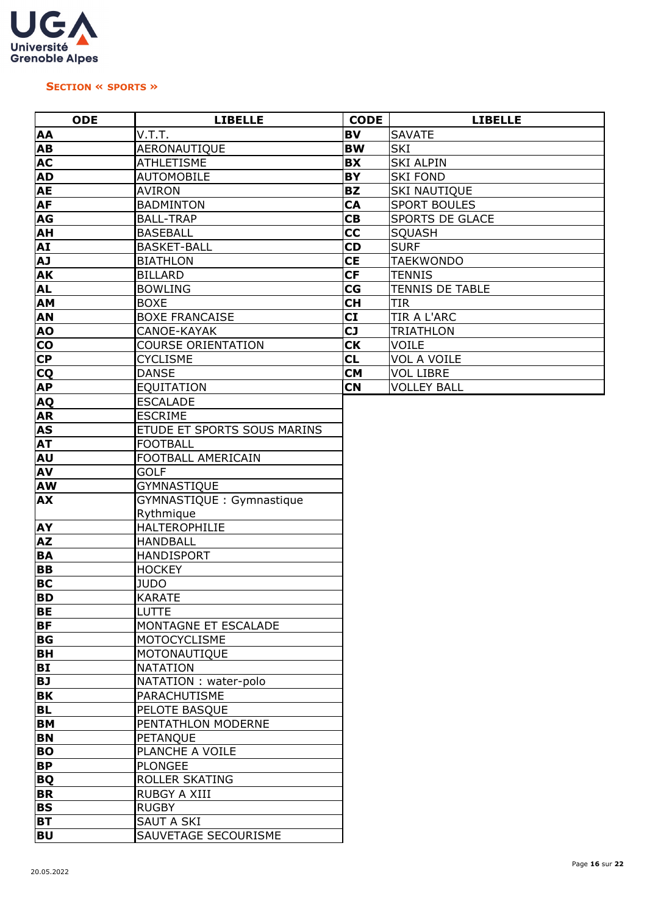**SECTION « SPORTS »**

| ODE | LIBELLE | CODE | LIBELLE |
|---|---|---|---|
| **AA** | V.T.T. | **BV** | SAVATE |
| **AB** | AERONAUTIQUE | **BW** | SKI |
| **AC** | ATHLETISME | **BX** | SKI ALPIN |
| **AD** | AUTOMOBILE | **BY** | SKI FOND |
| **AE** | AVIRON | **BZ** | SKI NAUTIQUE |
| **AF** | BADMINTON | **CA** | SPORT BOULES |
| **AG** | BALL-TRAP | **CB** | SPORTS DE GLACE |
| **AH** | BASEBALL | **CC** | SQUASH |
| **AI** | BASKET-BALL | **CD** | SURF |
| **AJ** | BIATHLON | **CE** | TAEKWONDO |
| **AK** | BILLARD | **CF** | TENNIS |
| **AL** | BOWLING | **CG** | TENNIS DE TABLE |
| **AM** | BOXE | **CH** | TIR |
| **AN** | BOXE FRANCAISE | **CI** | TIR A L'ARC |
| **AO** | CANOE-KAYAK | **CJ** | TRIATHLON |
| **CO** | COURSE ORIENTATION | **CK** | VOILE |
| **CP** | CYCLISME | **CL** | VOL A VOILE |
| **CQ** | DANSE | **CM** | VOL LIBRE |
| **AP** | EQUITATION | **CN** | VOLLEY BALL |
| **AQ** | ESCALADE | | |
| **AR** | ESCRIME | | |
| **AS** | ETUDE ET SPORTS SOUS MARINS | | |
| **AT** | FOOTBALL | | |
| **AU** | FOOTBALL AMERICAIN | | |
| **AV** | GOLF | | |
| **AW** | GYMNASTIQUE | | |
| **AX** | GYMNASTIQUE : Gymnastique Rythmique | | |
| **AY** | HALTEROPHILIE | | |
| **AZ** | HANDBALL | | |
| **BA** | HANDISPORT | | |
| **BB** | HOCKEY | | |
| **BC** | JUDO | | |
| **BD** | KARATE | | |
| **BE** | LUTTE | | |
| **BF** | MONTAGNE ET ESCALADE | | |
| **BG** | MOTOCYCLISME | | |
| **BH** | MOTONAUTIQUE | | |
| **BI** | NATATION | | |
| **BJ** | NATATION : water-polo | | |
| **BK** | PARACHUTISME | | |
| **BL** | PELOTE BASQUE | | |
| **BM** | PENTATHLON MODERNE | | |
| **BN** | PETANQUE | | |
| **BO** | PLANCHE A VOILE | | |
| **BP** | PLONGEE | | |
| **BQ** | ROLLER SKATING | | |
| **BR** | RUBGY A XIII | | |
| **BS** | RUGBY | | |
| **BT** | SAUT A SKI | | |
| **BU** | SAUVETAGE SECOURISME | | |

20.05.2022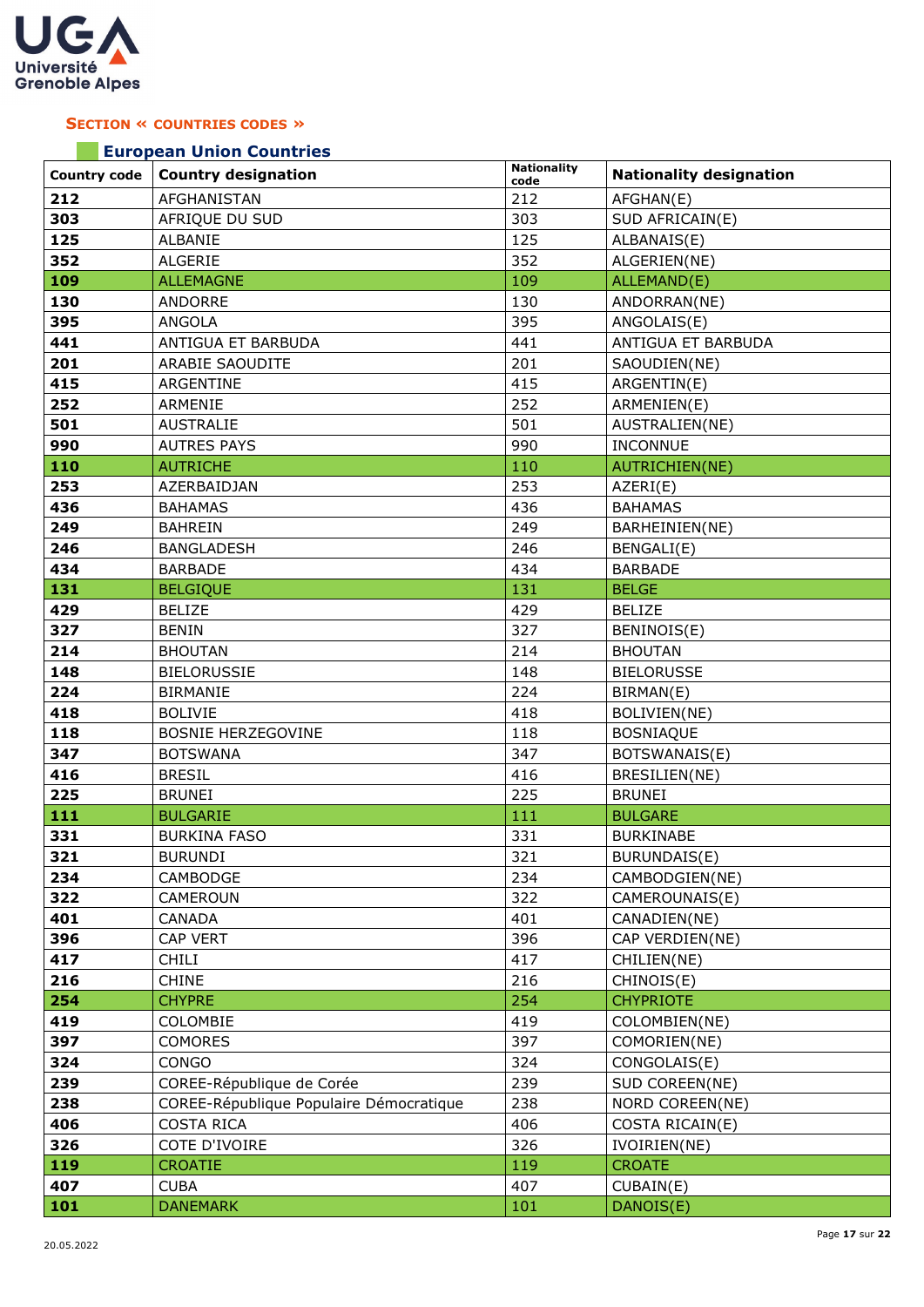## SECTION « COUNTRIES CODES »

### European Union Countries

| Country code | Country designation | Nationality code | Nationality designation |
|---|---|---|---|
| **212** | AFGHANISTAN | 212 | AFGHAN(E) |
| **303** | AFRIQUE DU SUD | 303 | SUD AFRICAIN(E) |
| **125** | ALBANIE | 125 | ALBANAIS(E) |
| **352** | ALGERIE | 352 | ALGERIEN(NE) |
| **109** | ALLEMAGNE | 109 | ALLEMAND(E) |
| **130** | ANDORRE | 130 | ANDORRAN(NE) |
| **395** | ANGOLA | 395 | ANGOLAIS(E) |
| **441** | ANTIGUA ET BARBUDA | 441 | ANTIGUA ET BARBUDA |
| **201** | ARABIE SAOUDITE | 201 | SAOUDIEN(NE) |
| **415** | ARGENTINE | 415 | ARGENTIN(E) |
| **252** | ARMENIE | 252 | ARMENIEN(E) |
| **501** | AUSTRALIE | 501 | AUSTRALIEN(NE) |
| **990** | AUTRES PAYS | 990 | INCONNUE |
| **110** | AUTRICHE | 110 | AUTRICHIEN(NE) |
| **253** | AZERBAIDJAN | 253 | AZERI(E) |
| **436** | BAHAMAS | 436 | BAHAMAS |
| **249** | BAHREIN | 249 | BARHEINIEN(NE) |
| **246** | BANGLADESH | 246 | BENGALI(E) |
| **434** | BARBADE | 434 | BARBADE |
| **131** | BELGIQUE | 131 | BELGE |
| **429** | BELIZE | 429 | BELIZE |
| **327** | BENIN | 327 | BENINOIS(E) |
| **214** | BHOUTAN | 214 | BHOUTAN |
| **148** | BIELORUSSIE | 148 | BIELORUSSE |
| **224** | BIRMANIE | 224 | BIRMAN(E) |
| **418** | BOLIVIE | 418 | BOLIVIEN(NE) |
| **118** | BOSNIE HERZEGOVINE | 118 | BOSNIAQUE |
| **347** | BOTSWANA | 347 | BOTSWANAIS(E) |
| **416** | BRESIL | 416 | BRESILIEN(NE) |
| **225** | BRUNEI | 225 | BRUNEI |
| **111** | BULGARIE | 111 | BULGARE |
| **331** | BURKINA FASO | 331 | BURKINABE |
| **321** | BURUNDI | 321 | BURUNDAIS(E) |
| **234** | CAMBODGE | 234 | CAMBODGIEN(NE) |
| **322** | CAMEROUN | 322 | CAMEROUNAIS(E) |
| **401** | CANADA | 401 | CANADIEN(NE) |
| **396** | CAP VERT | 396 | CAP VERDIEN(NE) |
| **417** | CHILI | 417 | CHILIEN(NE) |
| **216** | CHINE | 216 | CHINOIS(E) |
| **254** | CHYPRE | 254 | CHYPRIOTE |
| **419** | COLOMBIE | 419 | COLOMBIEN(NE) |
| **397** | COMORES | 397 | COMORIEN(NE) |
| **324** | CONGO | 324 | CONGOLAIS(E) |
| **239** | COREE-République de Corée | 239 | SUD COREEN(NE) |
| **238** | COREE-République Populaire Démocratique | 238 | NORD COREEN(NE) |
| **406** | COSTA RICA | 406 | COSTA RICAIN(E) |
| **326** | COTE D'IVOIRE | 326 | IVOIRIEN(NE) |
| **119** | CROATIE | 119 | CROATE |
| **407** | CUBA | 407 | CUBAIN(E) |
| **101** | DANEMARK | 101 | DANOIS(E) |

20.05.2022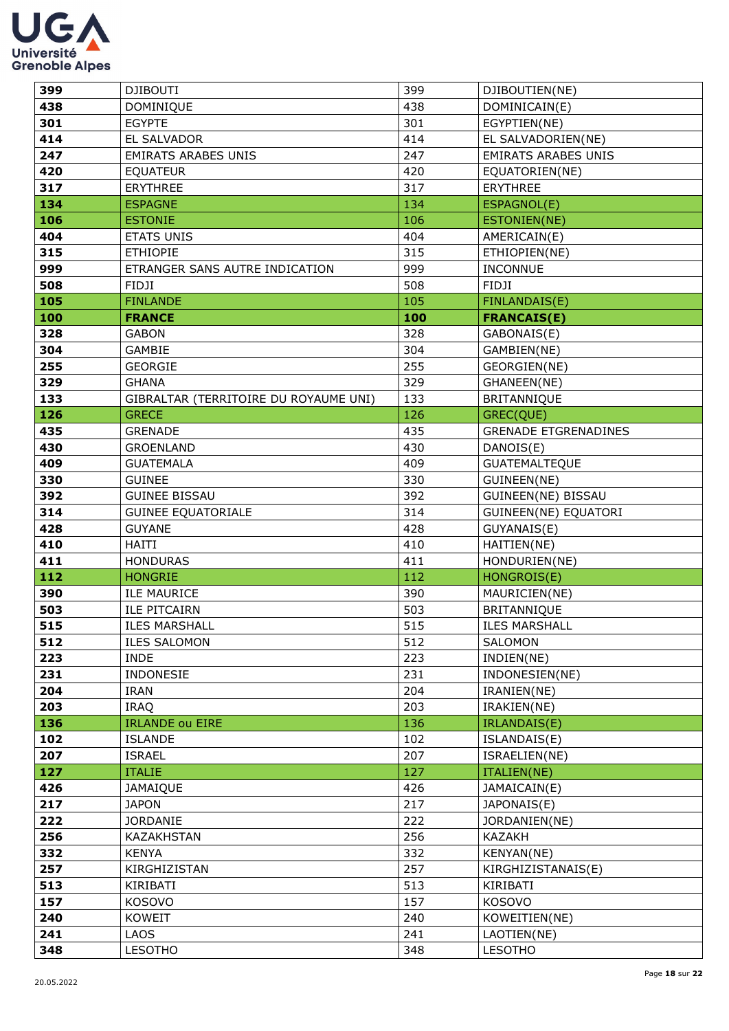| 399 | DJIBOUTI | 399 | DJIBOUTIEN(NE) |
|---|---|---|---|
| 438 | DOMINIQUE | 438 | DOMINICAIN(E) |
| 301 | EGYPTE | 301 | EGYPTIEN(NE) |
| 414 | EL SALVADOR | 414 | EL SALVADORIEN(NE) |
| 247 | EMIRATS ARABES UNIS | 247 | EMIRATS ARABES UNIS |
| 420 | EQUATEUR | 420 | EQUATORIEN(NE) |
| 317 | ERYTHREE | 317 | ERYTHREE |
| 134 | ESPAGNE | 134 | ESPAGNOL(E) |
| 106 | ESTONIE | 106 | ESTONIEN(NE) |
| 404 | ETATS UNIS | 404 | AMERICAIN(E) |
| 315 | ETHIOPIE | 315 | ETHIOPIEN(NE) |
| 999 | ETRANGER SANS AUTRE INDICATION | 999 | INCONNUE |
| 508 | FIDJI | 508 | FIDJI |
| 105 | FINLANDE | 105 | FINLANDAIS(E) |
| **100** | **FRANCE** | **100** | **FRANCAIS(E)** |
| 328 | GABON | 328 | GABONAIS(E) |
| 304 | GAMBIE | 304 | GAMBIEN(NE) |
| 255 | GEORGIE | 255 | GEORGIEN(NE) |
| 329 | GHANA | 329 | GHANEEN(NE) |
| 133 | GIBRALTAR (TERRITOIRE DU ROYAUME UNI) | 133 | BRITANNIQUE |
| 126 | GRECE | 126 | GREC(QUE) |
| 435 | GRENADE | 435 | GRENADE ETGRENADINES |
| 430 | GROENLAND | 430 | DANOIS(E) |
| 409 | GUATEMALA | 409 | GUATEMALTEQUE |
| 330 | GUINEE | 330 | GUINEEN(NE) |
| 392 | GUINEE BISSAU | 392 | GUINEEN(NE) BISSAU |
| 314 | GUINEE EQUATORIALE | 314 | GUINEEN(NE) EQUATORI |
| 428 | GUYANE | 428 | GUYANAIS(E) |
| 410 | HAITI | 410 | HAITIEN(NE) |
| 411 | HONDURAS | 411 | HONDURIEN(NE) |
| 112 | HONGRIE | 112 | HONGROIS(E) |
| 390 | ILE MAURICE | 390 | MAURICIEN(NE) |
| 503 | ILE PITCAIRN | 503 | BRITANNIQUE |
| 515 | ILES MARSHALL | 515 | ILES MARSHALL |
| 512 | ILES SALOMON | 512 | SALOMON |
| 223 | INDE | 223 | INDIEN(NE) |
| 231 | INDONESIE | 231 | INDONESIEN(NE) |
| 204 | IRAN | 204 | IRANIEN(NE) |
| 203 | IRAQ | 203 | IRAKIEN(NE) |
| 136 | IRLANDE ou EIRE | 136 | IRLANDAIS(E) |
| 102 | ISLANDE | 102 | ISLANDAIS(E) |
| 207 | ISRAEL | 207 | ISRAELIEN(NE) |
| 127 | ITALIE | 127 | ITALIEN(NE) |
| 426 | JAMAIQUE | 426 | JAMAICAIN(E) |
| 217 | JAPON | 217 | JAPONAIS(E) |
| 222 | JORDANIE | 222 | JORDANIEN(NE) |
| 256 | KAZAKHSTAN | 256 | KAZAKH |
| 332 | KENYA | 332 | KENYAN(NE) |
| 257 | KIRGHIZISTAN | 257 | KIRGHIZISTANAIS(E) |
| 513 | KIRIBATI | 513 | KIRIBATI |
| 157 | KOSOVO | 157 | KOSOVO |
| 240 | KOWEIT | 240 | KOWEITIEN(NE) |
| 241 | LAOS | 241 | LAOTIEN(NE) |
| 348 | LESOTHO | 348 | LESOTHO |

20.05.2022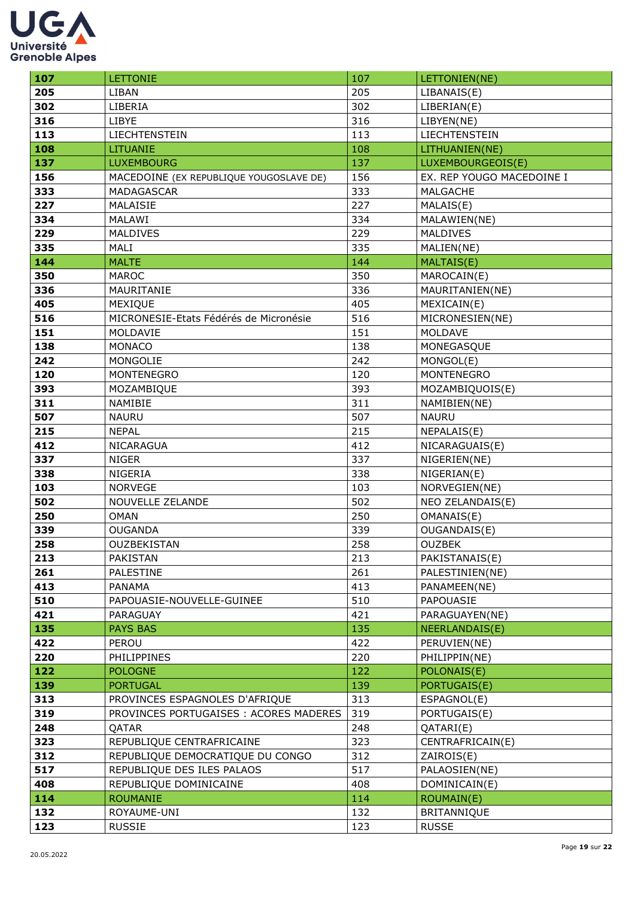| 107 | LETTONIE | 107 | LETTONIEN(NE) |
|---|---|---|---|
| 205 | LIBAN | 205 | LIBANAIS(E) |
| 302 | LIBERIA | 302 | LIBERIAN(E) |
| 316 | LIBYE | 316 | LIBYEN(NE) |
| 113 | LIECHTENSTEIN | 113 | LIECHTENSTEIN |
| 108 | LITUANIE | 108 | LITHUANIEN(NE) |
| 137 | LUXEMBOURG | 137 | LUXEMBOURGEOIS(E) |
| 156 | MACEDOINE (EX REPUBLIQUE YOUGOSLAVE DE) | 156 | EX. REP YOUGO MACEDOINE I |
| 333 | MADAGASCAR | 333 | MALGACHE |
| 227 | MALAISIE | 227 | MALAIS(E) |
| 334 | MALAWI | 334 | MALAWIEN(NE) |
| 229 | MALDIVES | 229 | MALDIVES |
| 335 | MALI | 335 | MALIEN(NE) |
| 144 | MALTE | 144 | MALTAIS(E) |
| 350 | MAROC | 350 | MAROCAIN(E) |
| 336 | MAURITANIE | 336 | MAURITANIEN(NE) |
| 405 | MEXIQUE | 405 | MEXICAIN(E) |
| 516 | MICRONESIE-Etats Fédérés de Micronésie | 516 | MICRONESIEN(NE) |
| 151 | MOLDAVIE | 151 | MOLDAVE |
| 138 | MONACO | 138 | MONEGASQUE |
| 242 | MONGOLIE | 242 | MONGOL(E) |
| 120 | MONTENEGRO | 120 | MONTENEGRO |
| 393 | MOZAMBIQUE | 393 | MOZAMBIQUOIS(E) |
| 311 | NAMIBIE | 311 | NAMIBIEN(NE) |
| 507 | NAURU | 507 | NAURU |
| 215 | NEPAL | 215 | NEPALAIS(E) |
| 412 | NICARAGUA | 412 | NICARAGUAIS(E) |
| 337 | NIGER | 337 | NIGERIEN(NE) |
| 338 | NIGERIA | 338 | NIGERIAN(E) |
| 103 | NORVEGE | 103 | NORVEGIEN(NE) |
| 502 | NOUVELLE ZELANDE | 502 | NEO ZELANDAIS(E) |
| 250 | OMAN | 250 | OMANAIS(E) |
| 339 | OUGANDA | 339 | OUGANDAIS(E) |
| 258 | OUZBEKISTAN | 258 | OUZBEK |
| 213 | PAKISTAN | 213 | PAKISTANAIS(E) |
| 261 | PALESTINE | 261 | PALESTINIEN(NE) |
| 413 | PANAMA | 413 | PANAMEEN(NE) |
| 510 | PAPOUASIE-NOUVELLE-GUINEE | 510 | PAPOUASIE |
| 421 | PARAGUAY | 421 | PARAGUAYEN(NE) |
| 135 | PAYS BAS | 135 | NEERLANDAIS(E) |
| 422 | PEROU | 422 | PERUVIEN(NE) |
| 220 | PHILIPPINES | 220 | PHILIPPIN(NE) |
| 122 | POLOGNE | 122 | POLONAIS(E) |
| 139 | PORTUGAL | 139 | PORTUGAIS(E) |
| 313 | PROVINCES ESPAGNOLES D'AFRIQUE | 313 | ESPAGNOL(E) |
| 319 | PROVINCES PORTUGAISES : ACORES MADERES | 319 | PORTUGAIS(E) |
| 248 | QATAR | 248 | QATARI(E) |
| 323 | REPUBLIQUE CENTRAFRICAINE | 323 | CENTRAFRICAIN(E) |
| 312 | REPUBLIQUE DEMOCRATIQUE DU CONGO | 312 | ZAIROIS(E) |
| 517 | REPUBLIQUE DES ILES PALAOS | 517 | PALAOSIEN(NE) |
| 408 | REPUBLIQUE DOMINICAINE | 408 | DOMINICAIN(E) |
| 114 | ROUMANIE | 114 | ROUMAIN(E) |
| 132 | ROYAUME-UNI | 132 | BRITANNIQUE |
| 123 | RUSSIE | 123 | RUSSE |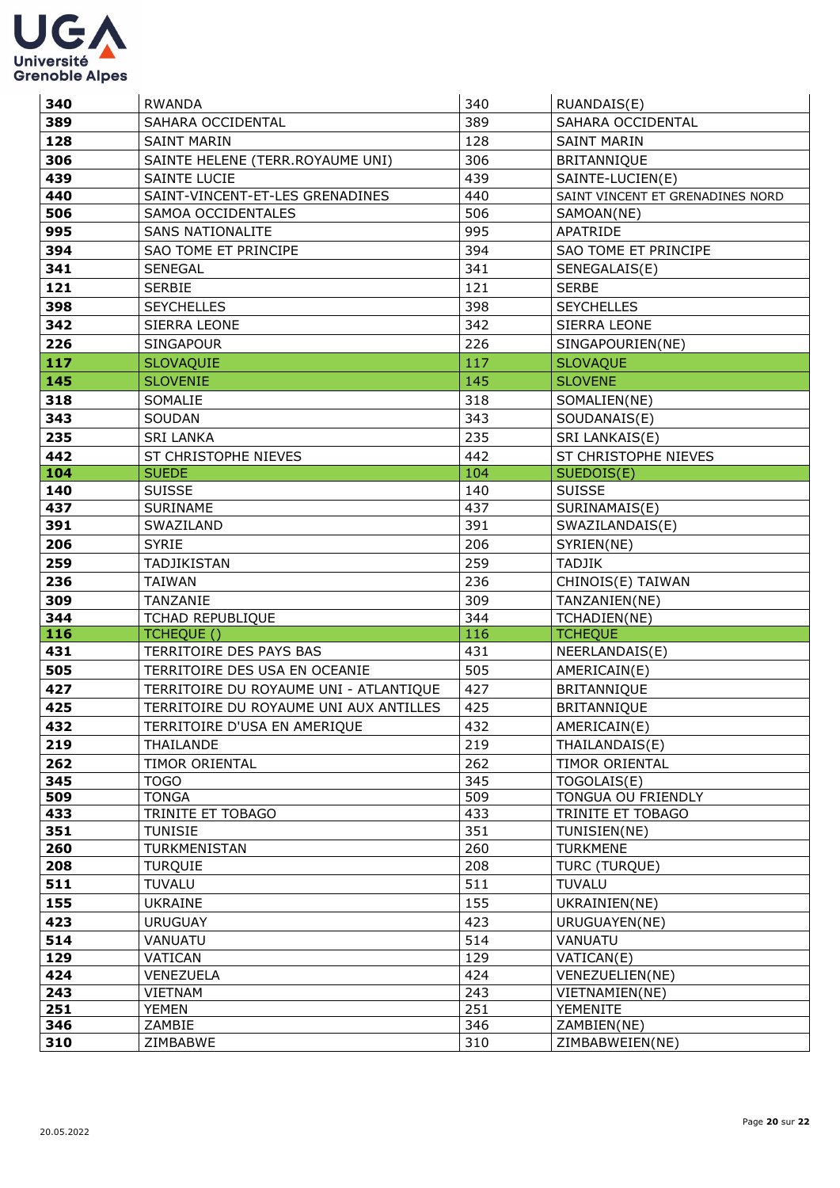| 340 | RWANDA | 340 | RUANDAIS(E) |
|---|---|---|---|
| 389 | SAHARA OCCIDENTAL | 389 | SAHARA OCCIDENTAL |
| 128 | SAINT MARIN | 128 | SAINT MARIN |
| 306 | SAINTE HELENE (TERR.ROYAUME UNI) | 306 | BRITANNIQUE |
| 439 | SAINTE LUCIE | 439 | SAINTE-LUCIEN(E) |
| 440 | SAINT-VINCENT-ET-LES GRENADINES | 440 | SAINT VINCENT ET GRENADINES NORD |
| 506 | SAMOA OCCIDENTALES | 506 | SAMOAN(NE) |
| 995 | SANS NATIONALITE | 995 | APATRIDE |
| 394 | SAO TOME ET PRINCIPE | 394 | SAO TOME ET PRINCIPE |
| 341 | SENEGAL | 341 | SENEGALAIS(E) |
| 121 | SERBIE | 121 | SERBE |
| 398 | SEYCHELLES | 398 | SEYCHELLES |
| 342 | SIERRA LEONE | 342 | SIERRA LEONE |
| 226 | SINGAPOUR | 226 | SINGAPOURIEN(NE) |
| 117 | SLOVAQUIE | 117 | SLOVAQUE |
| 145 | SLOVENIE | 145 | SLOVENE |
| 318 | SOMALIE | 318 | SOMALIEN(NE) |
| 343 | SOUDAN | 343 | SOUDANAIS(E) |
| 235 | SRI LANKA | 235 | SRI LANKAIS(E) |
| 442 | ST CHRISTOPHE NIEVES | 442 | ST CHRISTOPHE NIEVES |
| 104 | SUEDE | 104 | SUEDOIS(E) |
| 140 | SUISSE | 140 | SUISSE |
| 437 | SURINAME | 437 | SURINAMAIS(E) |
| 391 | SWAZILAND | 391 | SWAZILANDAIS(E) |
| 206 | SYRIE | 206 | SYRIEN(NE) |
| 259 | TADJIKISTAN | 259 | TADJIK |
| 236 | TAIWAN | 236 | CHINOIS(E) TAIWAN |
| 309 | TANZANIE | 309 | TANZANIEN(NE) |
| 344 | TCHAD REPUBLIQUE | 344 | TCHADIEN(NE) |
| 116 | TCHEQUE () | 116 | TCHEQUE |
| 431 | TERRITOIRE DES PAYS BAS | 431 | NEERLANDAIS(E) |
| 505 | TERRITOIRE DES USA EN OCEANIE | 505 | AMERICAIN(E) |
| 427 | TERRITOIRE DU ROYAUME UNI - ATLANTIQUE | 427 | BRITANNIQUE |
| 425 | TERRITOIRE DU ROYAUME UNI AUX ANTILLES | 425 | BRITANNIQUE |
| 432 | TERRITOIRE D'USA EN AMERIQUE | 432 | AMERICAIN(E) |
| 219 | THAILANDE | 219 | THAILANDAIS(E) |
| 262 | TIMOR ORIENTAL | 262 | TIMOR ORIENTAL |
| 345 | TOGO | 345 | TOGOLAIS(E) |
| 509 | TONGA | 509 | TONGUA OU FRIENDLY |
| 433 | TRINITE ET TOBAGO | 433 | TRINITE ET TOBAGO |
| 351 | TUNISIE | 351 | TUNISIEN(NE) |
| 260 | TURKMENISTAN | 260 | TURKMENE |
| 208 | TURQUIE | 208 | TURC (TURQUE) |
| 511 | TUVALU | 511 | TUVALU |
| 155 | UKRAINE | 155 | UKRAINIEN(NE) |
| 423 | URUGUAY | 423 | URUGUAYEN(NE) |
| 514 | VANUATU | 514 | VANUATU |
| 129 | VATICAN | 129 | VATICAN(E) |
| 424 | VENEZUELA | 424 | VENEZUELIEN(NE) |
| 243 | VIETNAM | 243 | VIETNAMIEN(NE) |
| 251 | YEMEN | 251 | YEMENITE |
| 346 | ZAMBIE | 346 | ZAMBIEN(NE) |
| 310 | ZIMBABWE | 310 | ZIMBABWEIEN(NE) |

20.05.2022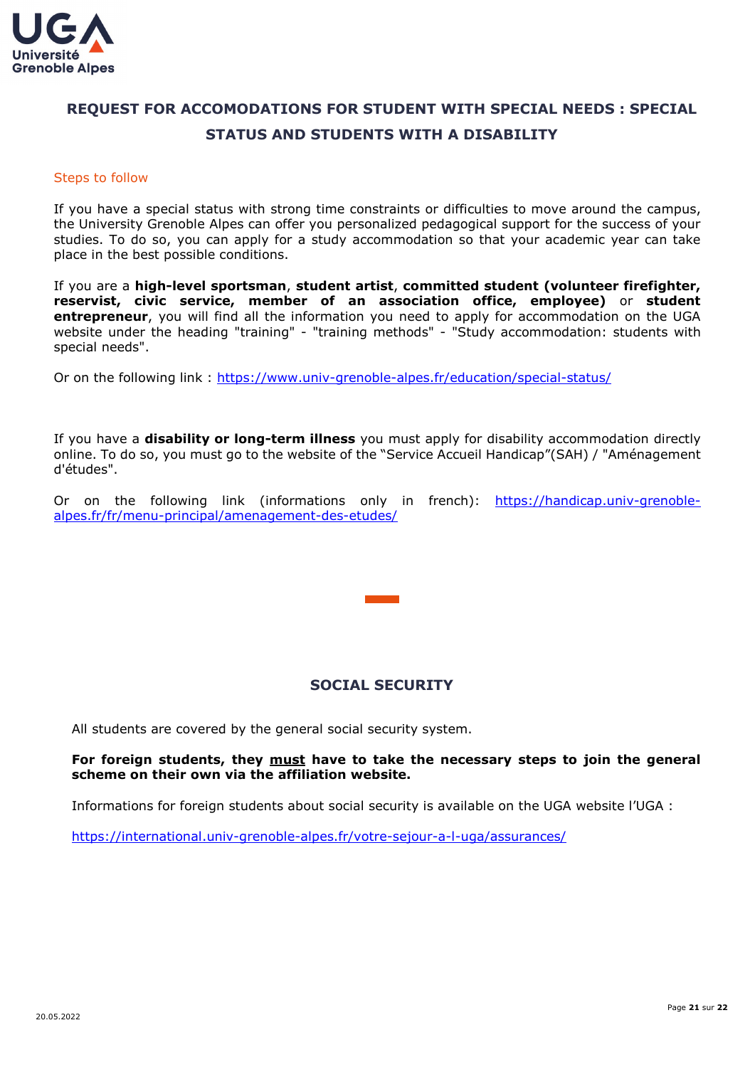## REQUEST FOR ACCOMODATIONS FOR STUDENT WITH SPECIAL NEEDS : SPECIAL STATUS AND STUDENTS WITH A DISABILITY

Steps to follow

If you have a special status with strong time constraints or difficulties to move around the campus, the University Grenoble Alpes can offer you personalized pedagogical support for the success of your studies. To do so, you can apply for a study accommodation so that your academic year can take place in the best possible conditions.

If you are a **high-level sportsman**, **student artist**, **committed student (volunteer firefighter, reservist, civic service, member of an association office, employee)** or **student entrepreneur**, you will find all the information you need to apply for accommodation on the UGA website under the heading "training" - "training methods" - "Study accommodation: students with special needs".

Or on the following link : https://www.univ-grenoble-alpes.fr/education/special-status/

If you have a **disability or long-term illness** you must apply for disability accommodation directly online. To do so, you must go to the website of the "Service Accueil Handicap"(SAH) / "Aménagement d'études".

Or on the following link (informations only in french): https://handicap.univ-grenoble-alpes.fr/fr/menu-principal/amenagement-des-etudes/

## SOCIAL SECURITY

All students are covered by the general social security system.

**For foreign students, they must have to take the necessary steps to join the general scheme on their own via the affiliation website.**

Informations for foreign students about social security is available on the UGA website l'UGA :

https://international.univ-grenoble-alpes.fr/votre-sejour-a-l-uga/assurances/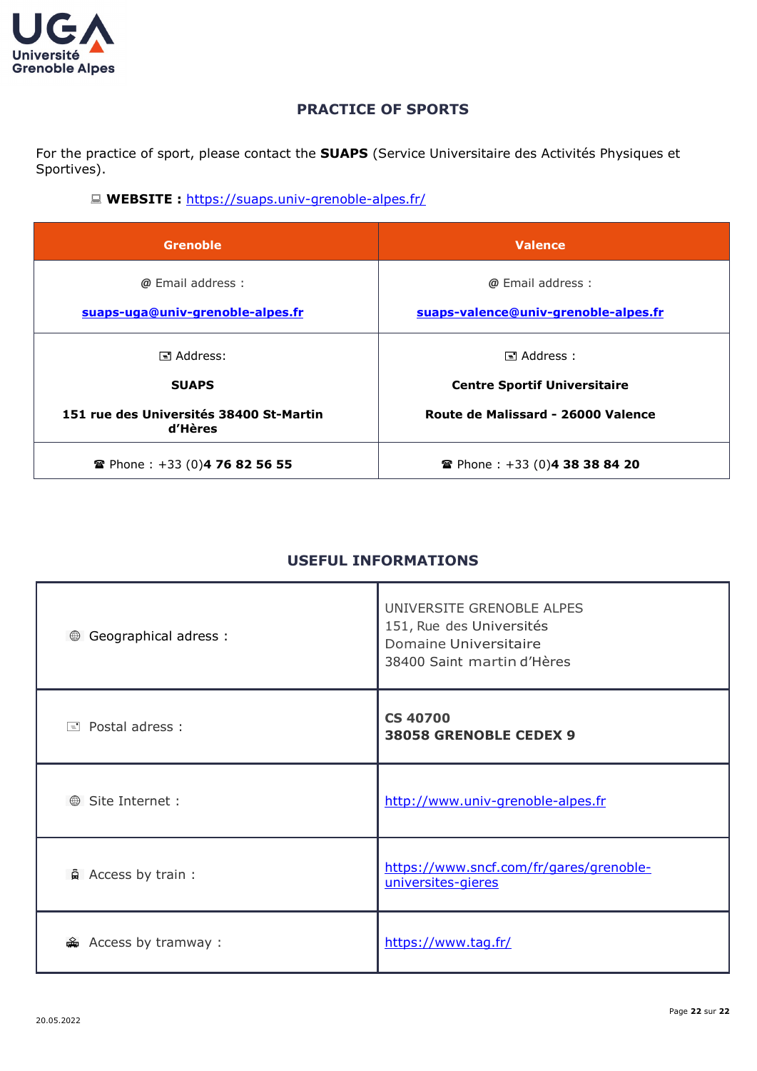## PRACTICE OF SPORTS

For the practice of sport, please contact the **SUAPS** (Service Universitaire des Activités Physiques et Sportives).

**WEBSITE :** https://suaps.univ-grenoble-alpes.fr/

| Grenoble | Valence |
|---|---|
| @ Email address : **suaps-uga@univ-grenoble-alpes.fr** | @ Email address : **suaps-valence@univ-grenoble-alpes.fr** |
| Address: **SUAPS** **151 rue des Universités 38400 St-Martin d'Hères** | Address : **Centre Sportif Universitaire** **Route de Malissard - 26000 Valence** |
| ☎ Phone : +33 (0)**4 76 82 56 55** | ☎ Phone : +33 (0)**4 38 38 84 20** |

## USEFUL INFORMATIONS

| | |
|---|---|
| Geographical adress : | UNIVERSITE GRENOBLE ALPES<br>151, Rue des Universités<br>Domaine Universitaire<br>38400 Saint martin d'Hères |
| Postal adress : | **CS 40700**<br>**38058 GRENOBLE CEDEX 9** |
| Site Internet : | http://www.univ-grenoble-alpes.fr |
| Access by train : | https://www.sncf.com/fr/gares/grenoble-universites-gieres |
| Access by tramway : | https://www.tag.fr/ |

20.05.2022